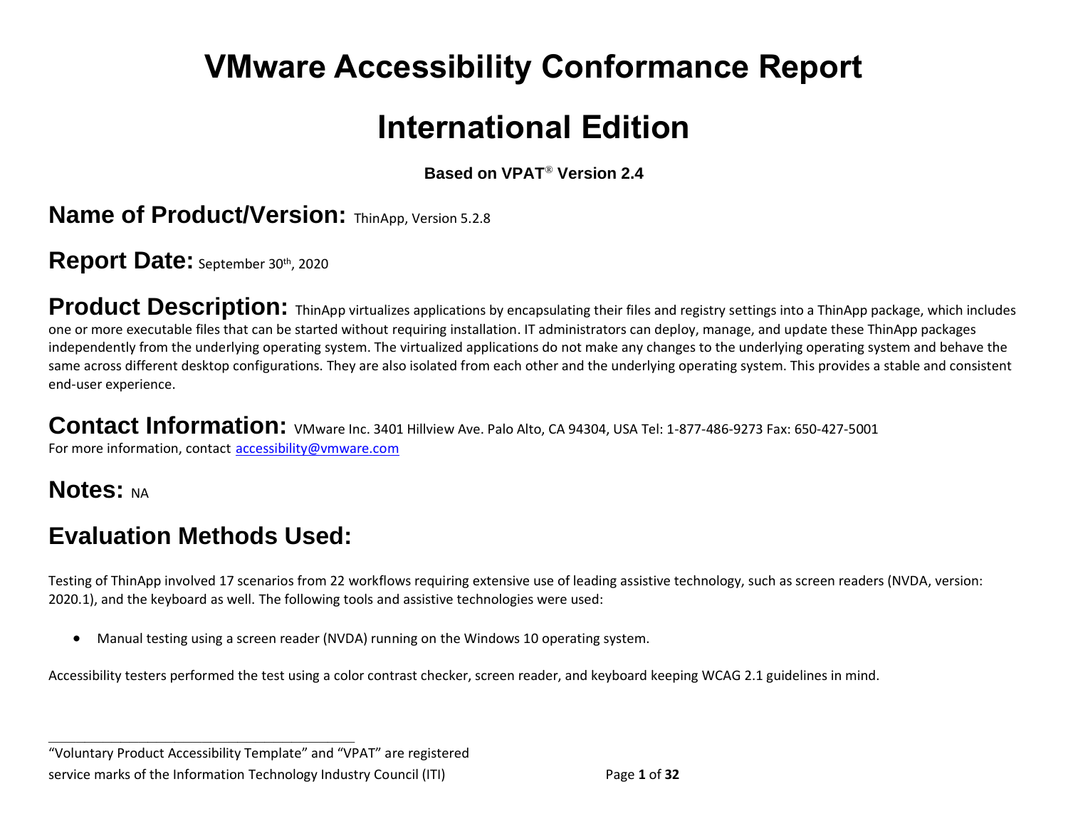# VMware Accessibility Conformance Report

# International Edition

**Based on VPAT® Version 2.4**

## Name of Product/Version: ThinApp, Version 5.2.8

## Report Date: September 30th, 2020

## Product Description:

ThinApp virtualizes applications by encapsulating their files and registry settings into a ThinApp package, which includes one or more executable files that can be started without requiring installation. IT administrators can deploy, manage, and update these ThinApp packages independently from the underlying operating system. The virtualized applications do not make any changes to the underlying operating system and behave the same across different desktop configurations. They are also isolated from each other and the underlying operating system. This provides a stable and consistent end-user experience.

## Contact Information:

VMware Inc. 3401 Hillview Ave. Palo Alto, CA 94304, USA Tel: 1-877-486-9273 Fax: 650-427-5001
For more information, contact accessibility@vmware.com

## Notes: NA

## Evaluation Methods Used:

Testing of ThinApp involved 17 scenarios from 22 workflows requiring extensive use of leading assistive technology, such as screen readers (NVDA, version: 2020.1), and the keyboard as well. The following tools and assistive technologies were used:

- Manual testing using a screen reader (NVDA) running on the Windows 10 operating system.

Accessibility testers performed the test using a color contrast checker, screen reader, and keyboard keeping WCAG 2.1 guidelines in mind.

---

"Voluntary Product Accessibility Template" and "VPAT" are registered service marks of the Information Technology Industry Council (ITI)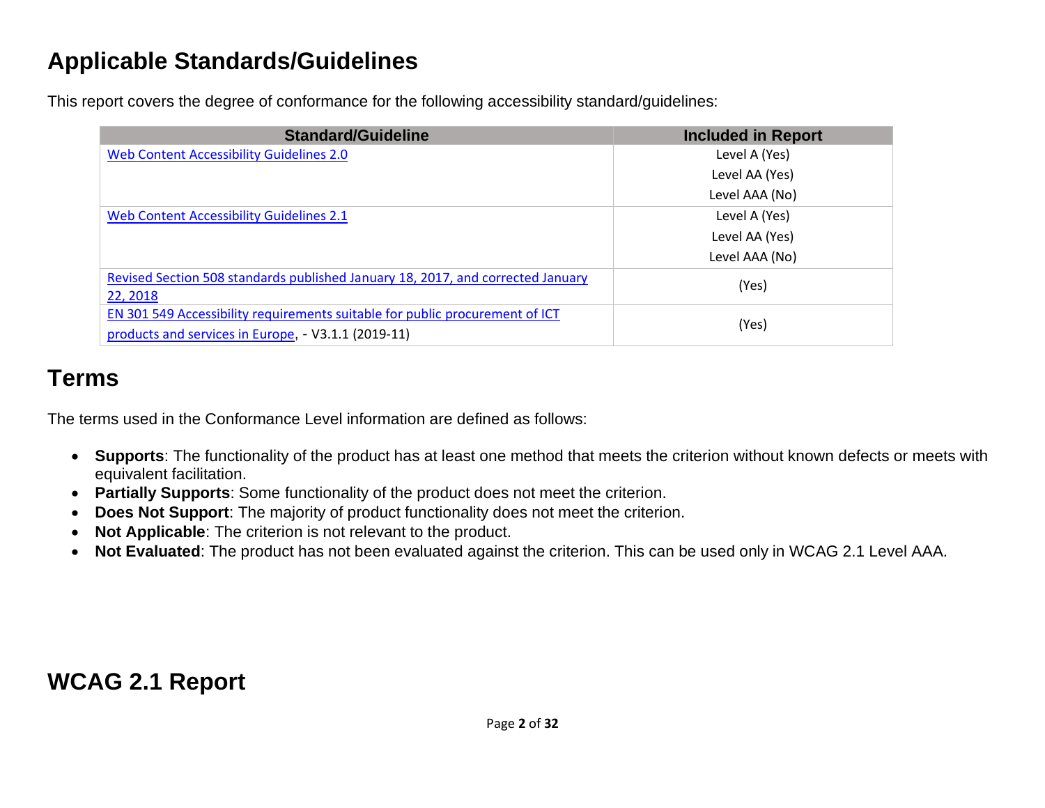# Applicable Standards/Guidelines

This report covers the degree of conformance for the following accessibility standard/guidelines:

| Standard/Guideline | Included in Report |
| --- | --- |
| Web Content Accessibility Guidelines 2.0 | Level A (Yes)<br>Level AA (Yes)<br>Level AAA (No) |
| Web Content Accessibility Guidelines 2.1 | Level A (Yes)<br>Level AA (Yes)<br>Level AAA (No) |
| Revised Section 508 standards published January 18, 2017, and corrected January 22, 2018 | (Yes) |
| EN 301 549 Accessibility requirements suitable for public procurement of ICT products and services in Europe, - V3.1.1 (2019-11) | (Yes) |

# Terms

The terms used in the Conformance Level information are defined as follows:

- **Supports**: The functionality of the product has at least one method that meets the criterion without known defects or meets with equivalent facilitation.
- **Partially Supports**: Some functionality of the product does not meet the criterion.
- **Does Not Support**: The majority of product functionality does not meet the criterion.
- **Not Applicable**: The criterion is not relevant to the product.
- **Not Evaluated**: The product has not been evaluated against the criterion. This can be used only in WCAG 2.1 Level AAA.

# WCAG 2.1 Report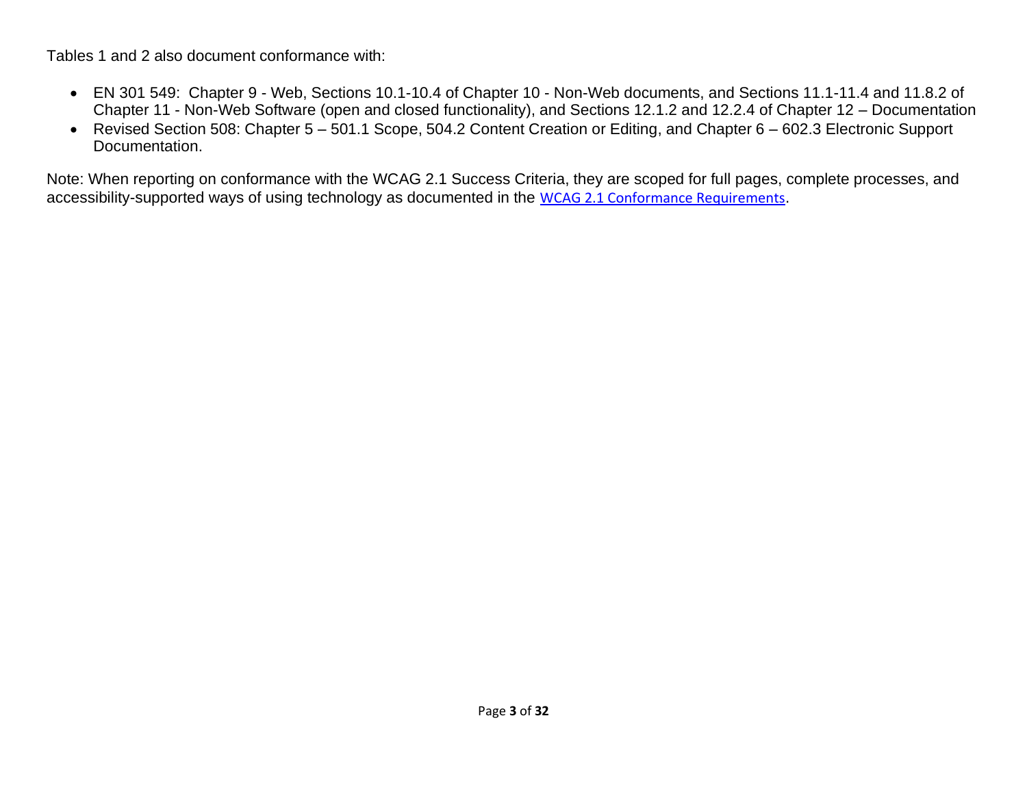Tables 1 and 2 also document conformance with:

- EN 301 549: Chapter 9 - Web, Sections 10.1-10.4 of Chapter 10 - Non-Web documents, and Sections 11.1-11.4 and 11.8.2 of Chapter 11 - Non-Web Software (open and closed functionality), and Sections 12.1.2 and 12.2.4 of Chapter 12 – Documentation
- Revised Section 508: Chapter 5 – 501.1 Scope, 504.2 Content Creation or Editing, and Chapter 6 – 602.3 Electronic Support Documentation.

Note: When reporting on conformance with the WCAG 2.1 Success Criteria, they are scoped for full pages, complete processes, and accessibility-supported ways of using technology as documented in the WCAG 2.1 Conformance Requirements.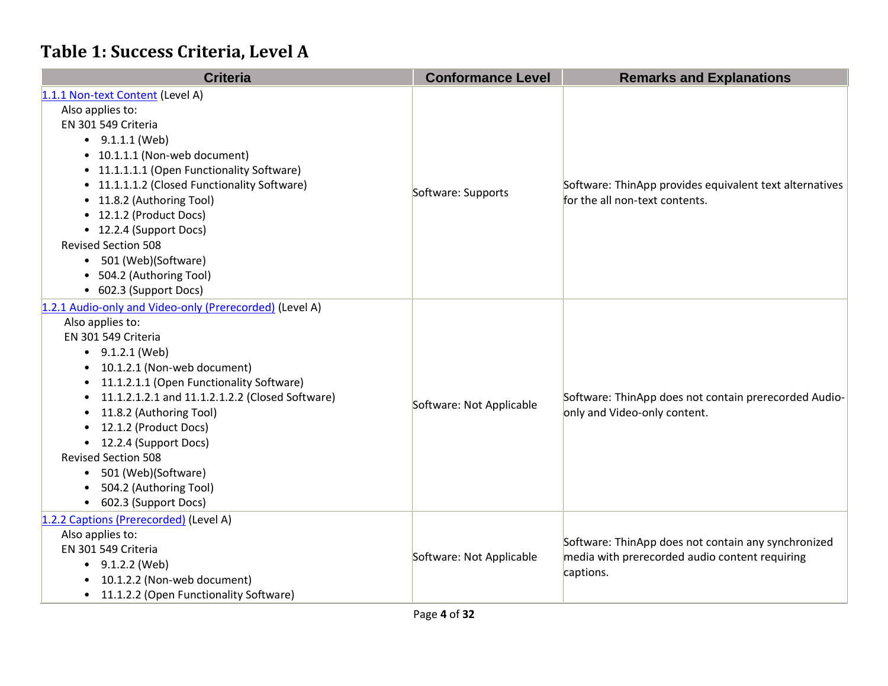## Table 1: Success Criteria, Level A

| Criteria | Conformance Level | Remarks and Explanations |
|---|---|---|
| [1.1.1 Non-text Content](#) (Level A)<br>Also applies to:<br>EN 301 549 Criteria<br>• 9.1.1.1 (Web)<br>• 10.1.1.1 (Non-web document)<br>• 11.1.1.1.1 (Open Functionality Software)<br>• 11.1.1.1.2 (Closed Functionality Software)<br>• 11.8.2 (Authoring Tool)<br>• 12.1.2 (Product Docs)<br>• 12.2.4 (Support Docs)<br>Revised Section 508<br>• 501 (Web)(Software)<br>• 504.2 (Authoring Tool)<br>• 602.3 (Support Docs) | Software: Supports | Software: ThinApp provides equivalent text alternatives for the all non-text contents. |
| [1.2.1 Audio-only and Video-only (Prerecorded)](#) (Level A)<br>Also applies to:<br>EN 301 549 Criteria<br>• 9.1.2.1 (Web)<br>• 10.1.2.1 (Non-web document)<br>• 11.1.2.1.1 (Open Functionality Software)<br>• 11.1.2.1.2.1 and 11.1.2.1.2.2 (Closed Software)<br>• 11.8.2 (Authoring Tool)<br>• 12.1.2 (Product Docs)<br>• 12.2.4 (Support Docs)<br>Revised Section 508<br>• 501 (Web)(Software)<br>• 504.2 (Authoring Tool)<br>• 602.3 (Support Docs) | Software: Not Applicable | Software: ThinApp does not contain prerecorded Audio-only and Video-only content. |
| [1.2.2 Captions (Prerecorded)](#) (Level A)<br>Also applies to:<br>EN 301 549 Criteria<br>• 9.1.2.2 (Web)<br>• 10.1.2.2 (Non-web document)<br>• 11.1.2.2 (Open Functionality Software) | Software: Not Applicable | Software: ThinApp does not contain any synchronized media with prerecorded audio content requiring captions. |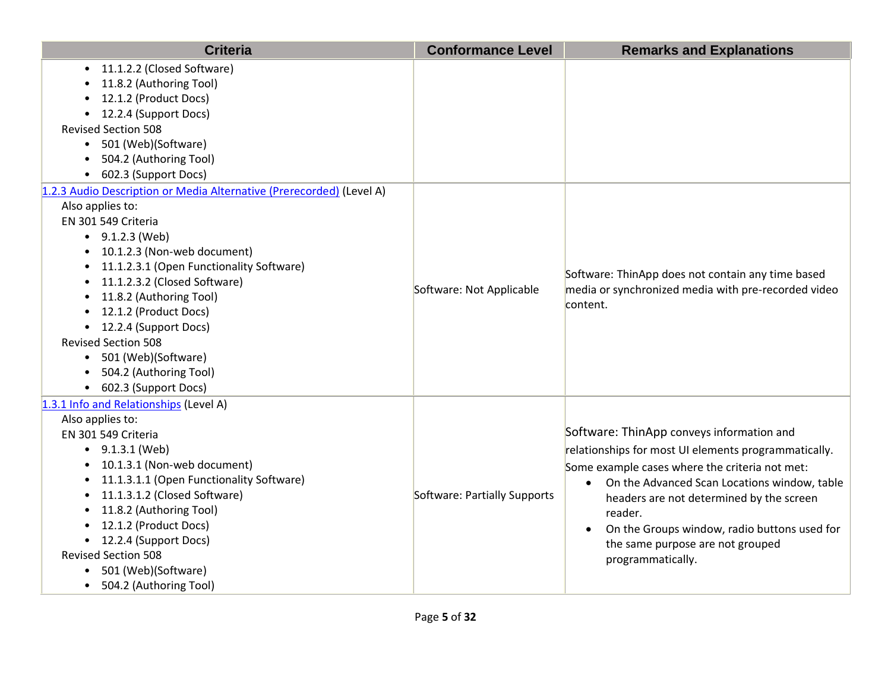| Criteria | Conformance Level | Remarks and Explanations |
|---|---|---|
| <ul><li>11.1.2.2 (Closed Software)</li><li>11.8.2 (Authoring Tool)</li><li>12.1.2 (Product Docs)</li><li>12.2.4 (Support Docs)</li></ul>Revised Section 508<ul><li>501 (Web)(Software)</li><li>504.2 (Authoring Tool)</li><li>602.3 (Support Docs)</li></ul> | | |
| [1.2.3 Audio Description or Media Alternative (Prerecorded)]() (Level A)<br>Also applies to:<br>EN 301 549 Criteria<ul><li>9.1.2.3 (Web)</li><li>10.1.2.3 (Non-web document)</li><li>11.1.2.3.1 (Open Functionality Software)</li><li>11.1.2.3.2 (Closed Software)</li><li>11.8.2 (Authoring Tool)</li><li>12.1.2 (Product Docs)</li><li>12.2.4 (Support Docs)</li></ul>Revised Section 508<ul><li>501 (Web)(Software)</li><li>504.2 (Authoring Tool)</li><li>602.3 (Support Docs)</li></ul> | Software: Not Applicable | Software: ThinApp does not contain any time based media or synchronized media with pre-recorded video content. |
| [1.3.1 Info and Relationships]() (Level A)<br>Also applies to:<br>EN 301 549 Criteria<ul><li>9.1.3.1 (Web)</li><li>10.1.3.1 (Non-web document)</li><li>11.1.3.1.1 (Open Functionality Software)</li><li>11.1.3.1.2 (Closed Software)</li><li>11.8.2 (Authoring Tool)</li><li>12.1.2 (Product Docs)</li><li>12.2.4 (Support Docs)</li></ul>Revised Section 508<ul><li>501 (Web)(Software)</li><li>504.2 (Authoring Tool)</li></ul> | Software: Partially Supports | Software: ThinApp conveys information and relationships for most UI elements programmatically.<br>Some example cases where the criteria not met:<ul><li>On the Advanced Scan Locations window, table headers are not determined by the screen reader.</li><li>On the Groups window, radio buttons used for the same purpose are not grouped programmatically.</li></ul> |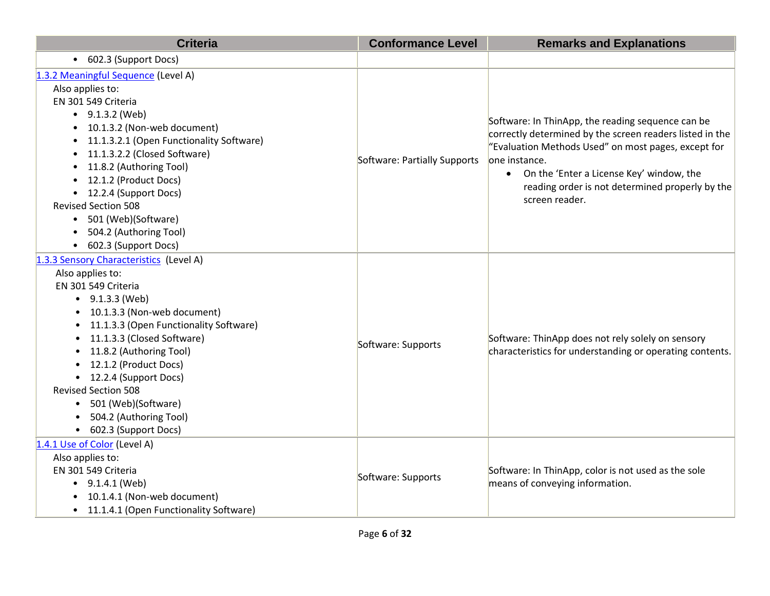| Criteria | Conformance Level | Remarks and Explanations |
|---|---|---|
| • 602.3 (Support Docs) | | |
| [1.3.2 Meaningful Sequence](#) (Level A)<br>Also applies to:<br>EN 301 549 Criteria<br>• 9.1.3.2 (Web)<br>• 10.1.3.2 (Non-web document)<br>• 11.1.3.2.1 (Open Functionality Software)<br>• 11.1.3.2.2 (Closed Software)<br>• 11.8.2 (Authoring Tool)<br>• 12.1.2 (Product Docs)<br>• 12.2.4 (Support Docs)<br>Revised Section 508<br>• 501 (Web)(Software)<br>• 504.2 (Authoring Tool)<br>• 602.3 (Support Docs) | Software: Partially Supports | Software: In ThinApp, the reading sequence can be correctly determined by the screen readers listed in the "Evaluation Methods Used" on most pages, except for one instance.<br>• On the 'Enter a License Key' window, the reading order is not determined properly by the screen reader. |
| [1.3.3 Sensory Characteristics](#) (Level A)<br>Also applies to:<br>EN 301 549 Criteria<br>• 9.1.3.3 (Web)<br>• 10.1.3.3 (Non-web document)<br>• 11.1.3.3 (Open Functionality Software)<br>• 11.1.3.3 (Closed Software)<br>• 11.8.2 (Authoring Tool)<br>• 12.1.2 (Product Docs)<br>• 12.2.4 (Support Docs)<br>Revised Section 508<br>• 501 (Web)(Software)<br>• 504.2 (Authoring Tool)<br>• 602.3 (Support Docs) | Software: Supports | Software: ThinApp does not rely solely on sensory characteristics for understanding or operating contents. |
| [1.4.1 Use of Color](#) (Level A)<br>Also applies to:<br>EN 301 549 Criteria<br>• 9.1.4.1 (Web)<br>• 10.1.4.1 (Non-web document)<br>• 11.1.4.1 (Open Functionality Software) | Software: Supports | Software: In ThinApp, color is not used as the sole means of conveying information. |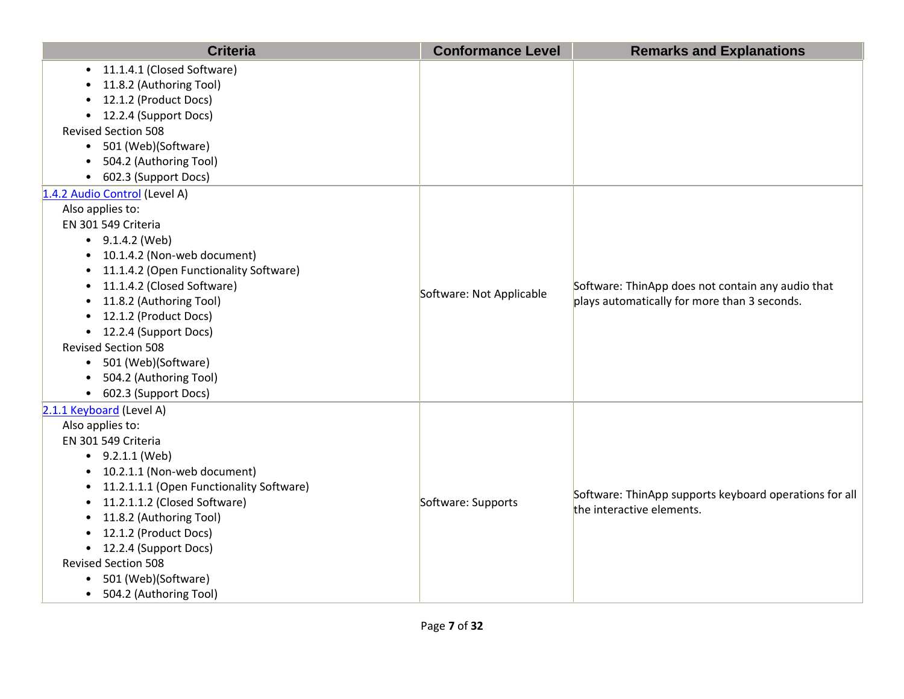| Criteria | Conformance Level | Remarks and Explanations |
|---|---|---|
| • 11.1.4.1 (Closed Software)<br>• 11.8.2 (Authoring Tool)<br>• 12.1.2 (Product Docs)<br>• 12.2.4 (Support Docs)<br>Revised Section 508<br>• 501 (Web)(Software)<br>• 504.2 (Authoring Tool)<br>• 602.3 (Support Docs) | | |
| [1.4.2 Audio Control](#) (Level A)<br>Also applies to:<br>EN 301 549 Criteria<br>• 9.1.4.2 (Web)<br>• 10.1.4.2 (Non-web document)<br>• 11.1.4.2 (Open Functionality Software)<br>• 11.1.4.2 (Closed Software)<br>• 11.8.2 (Authoring Tool)<br>• 12.1.2 (Product Docs)<br>• 12.2.4 (Support Docs)<br>Revised Section 508<br>• 501 (Web)(Software)<br>• 504.2 (Authoring Tool)<br>• 602.3 (Support Docs) | Software: Not Applicable | Software: ThinApp does not contain any audio that plays automatically for more than 3 seconds. |
| [2.1.1 Keyboard](#) (Level A)<br>Also applies to:<br>EN 301 549 Criteria<br>• 9.2.1.1 (Web)<br>• 10.2.1.1 (Non-web document)<br>• 11.2.1.1.1 (Open Functionality Software)<br>• 11.2.1.1.2 (Closed Software)<br>• 11.8.2 (Authoring Tool)<br>• 12.1.2 (Product Docs)<br>• 12.2.4 (Support Docs)<br>Revised Section 508<br>• 501 (Web)(Software)<br>• 504.2 (Authoring Tool) | Software: Supports | Software: ThinApp supports keyboard operations for all the interactive elements. |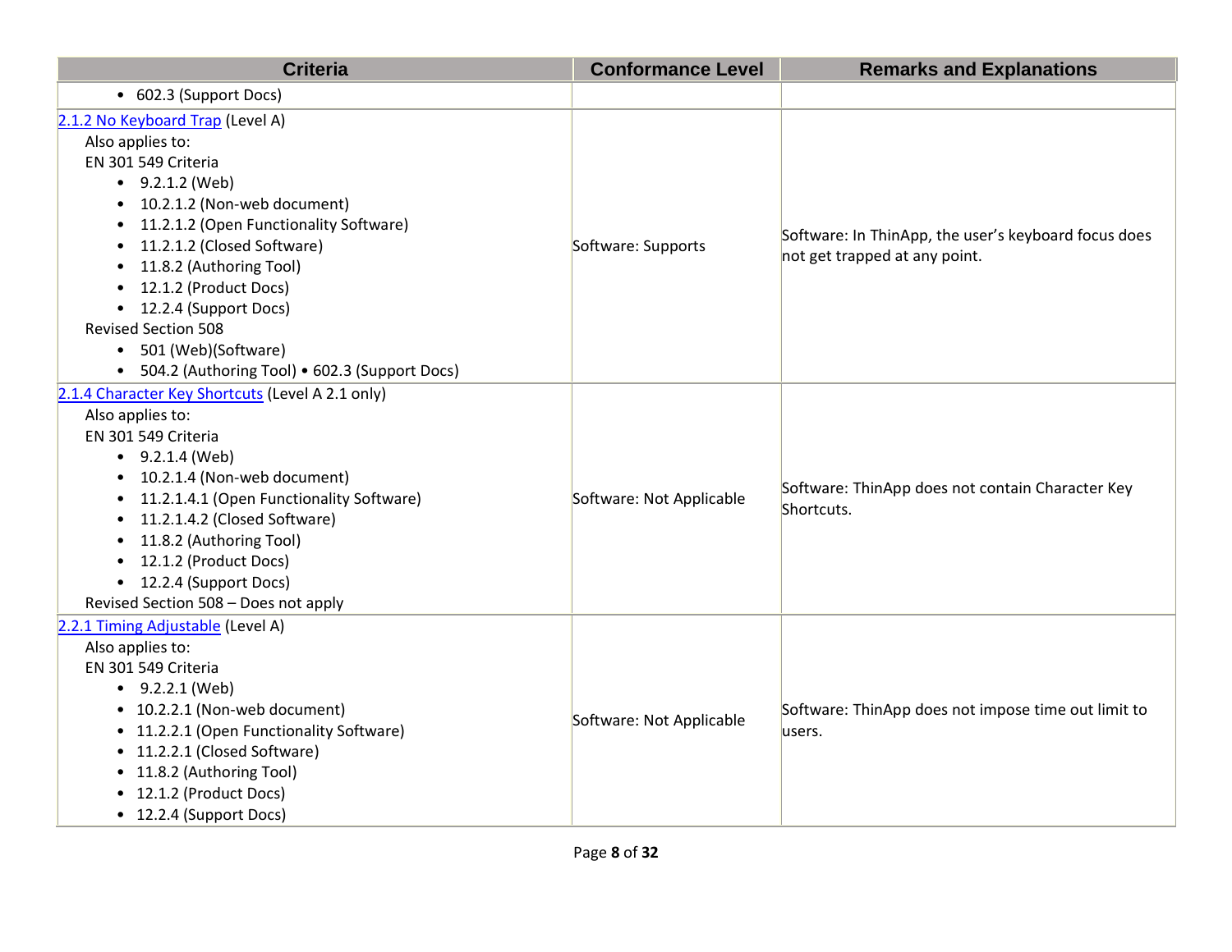| Criteria | Conformance Level | Remarks and Explanations |
|---|---|---|
| • 602.3 (Support Docs) | | |
| [2.1.2 No Keyboard Trap](#) (Level A)<br>Also applies to:<br>EN 301 549 Criteria<br>• 9.2.1.2 (Web)<br>• 10.2.1.2 (Non-web document)<br>• 11.2.1.2 (Open Functionality Software)<br>• 11.2.1.2 (Closed Software)<br>• 11.8.2 (Authoring Tool)<br>• 12.1.2 (Product Docs)<br>• 12.2.4 (Support Docs)<br>Revised Section 508<br>• 501 (Web)(Software)<br>• 504.2 (Authoring Tool) • 602.3 (Support Docs) | Software: Supports | Software: In ThinApp, the user's keyboard focus does not get trapped at any point. |
| [2.1.4 Character Key Shortcuts](#) (Level A 2.1 only)<br>Also applies to:<br>EN 301 549 Criteria<br>• 9.2.1.4 (Web)<br>• 10.2.1.4 (Non-web document)<br>• 11.2.1.4.1 (Open Functionality Software)<br>• 11.2.1.4.2 (Closed Software)<br>• 11.8.2 (Authoring Tool)<br>• 12.1.2 (Product Docs)<br>• 12.2.4 (Support Docs)<br>Revised Section 508 – Does not apply | Software: Not Applicable | Software: ThinApp does not contain Character Key Shortcuts. |
| [2.2.1 Timing Adjustable](#) (Level A)<br>Also applies to:<br>EN 301 549 Criteria<br>• 9.2.2.1 (Web)<br>• 10.2.2.1 (Non-web document)<br>• 11.2.2.1 (Open Functionality Software)<br>• 11.2.2.1 (Closed Software)<br>• 11.8.2 (Authoring Tool)<br>• 12.1.2 (Product Docs)<br>• 12.2.4 (Support Docs) | Software: Not Applicable | Software: ThinApp does not impose time out limit to users. |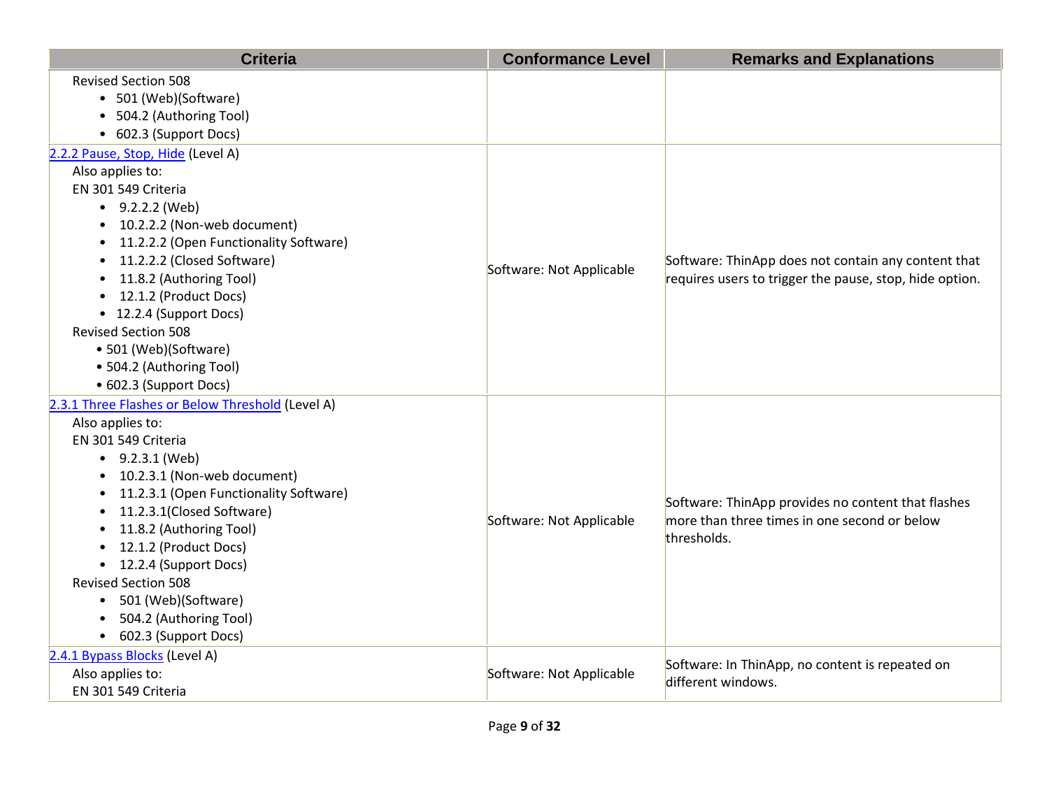| Criteria | Conformance Level | Remarks and Explanations |
| --- | --- | --- |
| Revised Section 508<br>• 501 (Web)(Software)<br>• 504.2 (Authoring Tool)<br>• 602.3 (Support Docs) | | |
| [2.2.2 Pause, Stop, Hide]() (Level A)<br>Also applies to:<br>EN 301 549 Criteria<br>• 9.2.2.2 (Web)<br>• 10.2.2.2 (Non-web document)<br>• 11.2.2.2 (Open Functionality Software)<br>• 11.2.2.2 (Closed Software)<br>• 11.8.2 (Authoring Tool)<br>• 12.1.2 (Product Docs)<br>• 12.2.4 (Support Docs)<br>Revised Section 508<br>• 501 (Web)(Software)<br>• 504.2 (Authoring Tool)<br>• 602.3 (Support Docs) | Software: Not Applicable | Software: ThinApp does not contain any content that requires users to trigger the pause, stop, hide option. |
| [2.3.1 Three Flashes or Below Threshold]() (Level A)<br>Also applies to:<br>EN 301 549 Criteria<br>• 9.2.3.1 (Web)<br>• 10.2.3.1 (Non-web document)<br>• 11.2.3.1 (Open Functionality Software)<br>• 11.2.3.1(Closed Software)<br>• 11.8.2 (Authoring Tool)<br>• 12.1.2 (Product Docs)<br>• 12.2.4 (Support Docs)<br>Revised Section 508<br>• 501 (Web)(Software)<br>• 504.2 (Authoring Tool)<br>• 602.3 (Support Docs) | Software: Not Applicable | Software: ThinApp provides no content that flashes more than three times in one second or below thresholds. |
| [2.4.1 Bypass Blocks]() (Level A)<br>Also applies to:<br>EN 301 549 Criteria | Software: Not Applicable | Software: In ThinApp, no content is repeated on different windows. |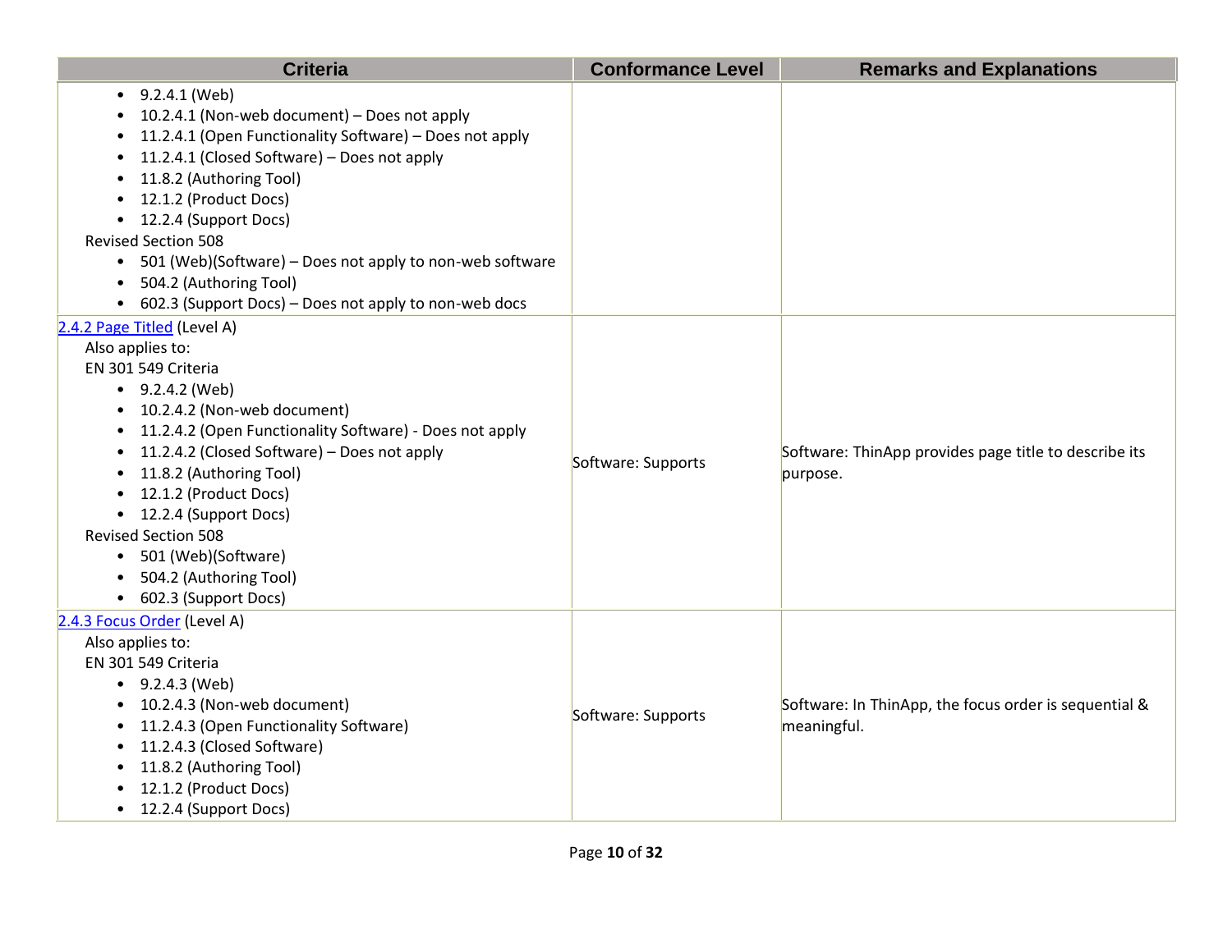| Criteria | Conformance Level | Remarks and Explanations |
|---|---|---|
| <ul><li>9.2.4.1 (Web)</li><li>10.2.4.1 (Non-web document) – Does not apply</li><li>11.2.4.1 (Open Functionality Software) – Does not apply</li><li>11.2.4.1 (Closed Software) – Does not apply</li><li>11.8.2 (Authoring Tool)</li><li>12.1.2 (Product Docs)</li><li>12.2.4 (Support Docs)</li></ul>Revised Section 508<ul><li>501 (Web)(Software) – Does not apply to non-web software</li><li>504.2 (Authoring Tool)</li><li>602.3 (Support Docs) – Does not apply to non-web docs</li></ul> | | |
| [2.4.2 Page Titled](https://www.w3.org/TR/WCAG20/#navigation-mechanisms-title) (Level A)<br>Also applies to:<br>EN 301 549 Criteria<ul><li>9.2.4.2 (Web)</li><li>10.2.4.2 (Non-web document)</li><li>11.2.4.2 (Open Functionality Software) - Does not apply</li><li>11.2.4.2 (Closed Software) – Does not apply</li><li>11.8.2 (Authoring Tool)</li><li>12.1.2 (Product Docs)</li><li>12.2.4 (Support Docs)</li></ul>Revised Section 508<ul><li>501 (Web)(Software)</li><li>504.2 (Authoring Tool)</li><li>602.3 (Support Docs)</li></ul> | Software: Supports | Software: ThinApp provides page title to describe its purpose. |
| [2.4.3 Focus Order](https://www.w3.org/TR/WCAG20/#navigation-mechanisms-focus-order) (Level A)<br>Also applies to:<br>EN 301 549 Criteria<ul><li>9.2.4.3 (Web)</li><li>10.2.4.3 (Non-web document)</li><li>11.2.4.3 (Open Functionality Software)</li><li>11.2.4.3 (Closed Software)</li><li>11.8.2 (Authoring Tool)</li><li>12.1.2 (Product Docs)</li><li>12.2.4 (Support Docs)</li></ul> | Software: Supports | Software: In ThinApp, the focus order is sequential & meaningful. |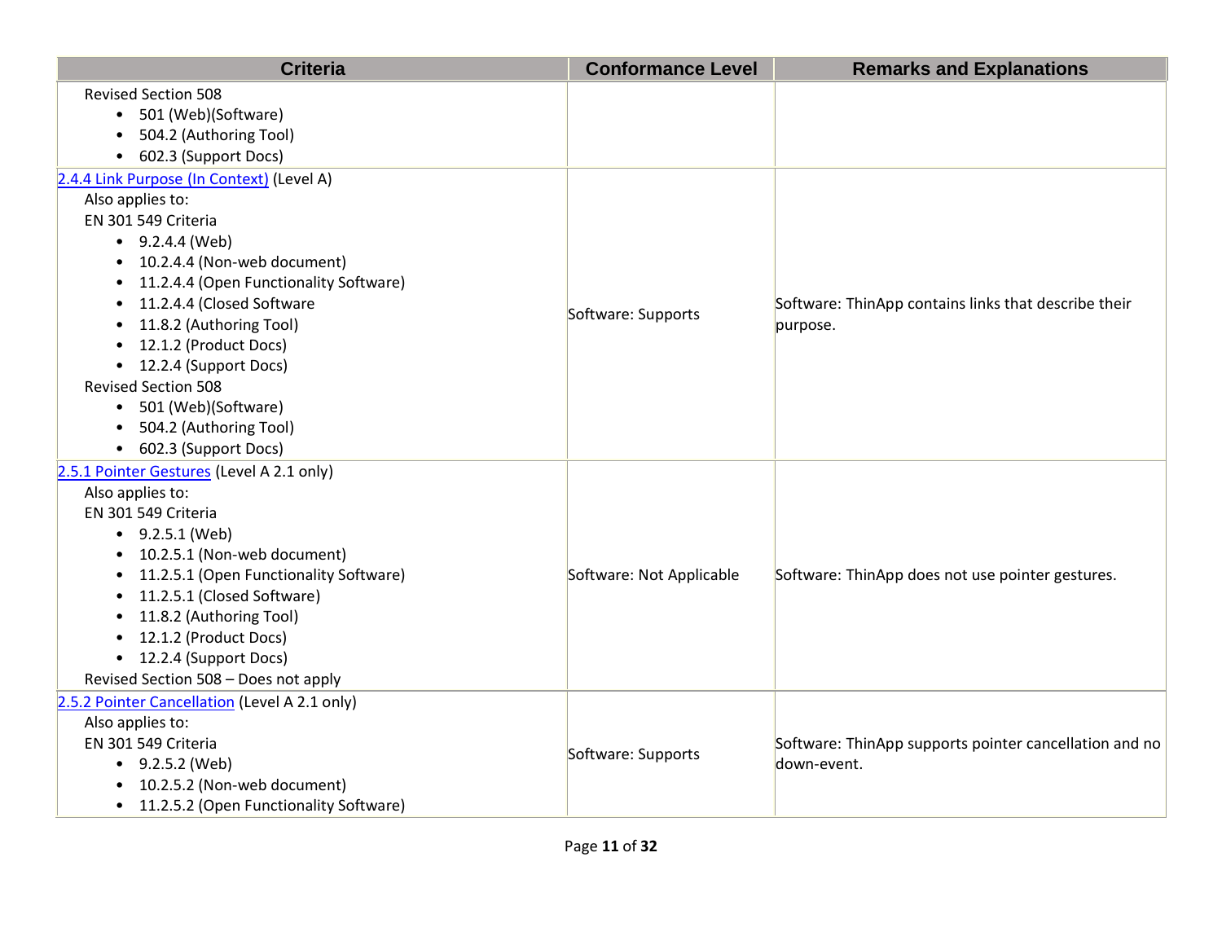| Criteria | Conformance Level | Remarks and Explanations |
|---|---|---|
| Revised Section 508<br>• 501 (Web)(Software)<br>• 504.2 (Authoring Tool)<br>• 602.3 (Support Docs) | | |
| [2.4.4 Link Purpose (In Context)]() (Level A)<br>Also applies to:<br>EN 301 549 Criteria<br>• 9.2.4.4 (Web)<br>• 10.2.4.4 (Non-web document)<br>• 11.2.4.4 (Open Functionality Software)<br>• 11.2.4.4 (Closed Software<br>• 11.8.2 (Authoring Tool)<br>• 12.1.2 (Product Docs)<br>• 12.2.4 (Support Docs)<br>Revised Section 508<br>• 501 (Web)(Software)<br>• 504.2 (Authoring Tool)<br>• 602.3 (Support Docs) | Software: Supports | Software: ThinApp contains links that describe their purpose. |
| [2.5.1 Pointer Gestures]() (Level A 2.1 only)<br>Also applies to:<br>EN 301 549 Criteria<br>• 9.2.5.1 (Web)<br>• 10.2.5.1 (Non-web document)<br>• 11.2.5.1 (Open Functionality Software)<br>• 11.2.5.1 (Closed Software)<br>• 11.8.2 (Authoring Tool)<br>• 12.1.2 (Product Docs)<br>• 12.2.4 (Support Docs)<br>Revised Section 508 – Does not apply | Software: Not Applicable | Software: ThinApp does not use pointer gestures. |
| [2.5.2 Pointer Cancellation]() (Level A 2.1 only)<br>Also applies to:<br>EN 301 549 Criteria<br>• 9.2.5.2 (Web)<br>• 10.2.5.2 (Non-web document)<br>• 11.2.5.2 (Open Functionality Software) | Software: Supports | Software: ThinApp supports pointer cancellation and no down-event. |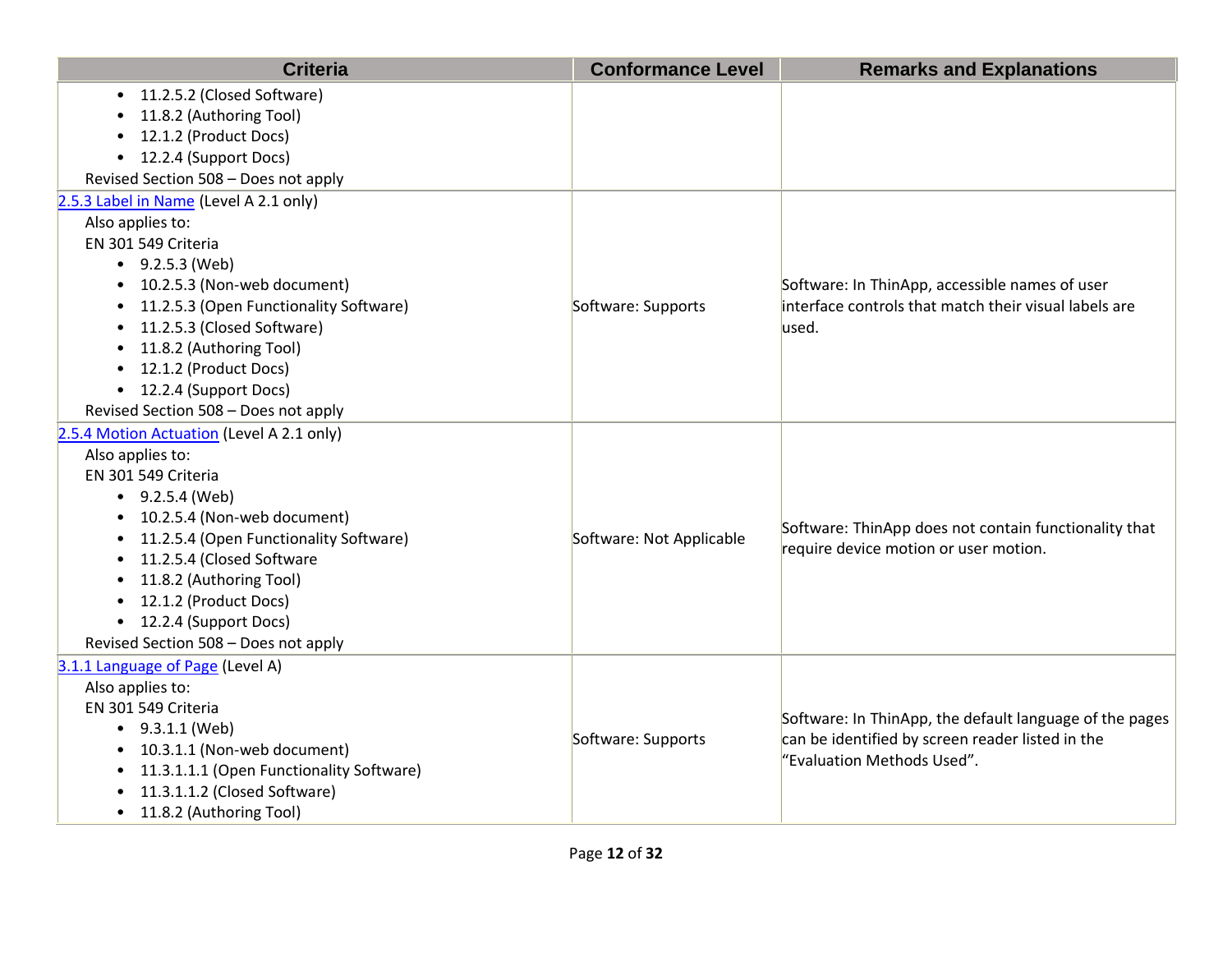| Criteria | Conformance Level | Remarks and Explanations |
|---|---|---|
| • 11.2.5.2 (Closed Software)<br>• 11.8.2 (Authoring Tool)<br>• 12.1.2 (Product Docs)<br>• 12.2.4 (Support Docs)<br>Revised Section 508 – Does not apply | | |
| [2.5.3 Label in Name](#) (Level A 2.1 only)<br>Also applies to:<br>EN 301 549 Criteria<br>• 9.2.5.3 (Web)<br>• 10.2.5.3 (Non-web document)<br>• 11.2.5.3 (Open Functionality Software)<br>• 11.2.5.3 (Closed Software)<br>• 11.8.2 (Authoring Tool)<br>• 12.1.2 (Product Docs)<br>• 12.2.4 (Support Docs)<br>Revised Section 508 – Does not apply | Software: Supports | Software: In ThinApp, accessible names of user interface controls that match their visual labels are used. |
| [2.5.4 Motion Actuation](#) (Level A 2.1 only)<br>Also applies to:<br>EN 301 549 Criteria<br>• 9.2.5.4 (Web)<br>• 10.2.5.4 (Non-web document)<br>• 11.2.5.4 (Open Functionality Software)<br>• 11.2.5.4 (Closed Software<br>• 11.8.2 (Authoring Tool)<br>• 12.1.2 (Product Docs)<br>• 12.2.4 (Support Docs)<br>Revised Section 508 – Does not apply | Software: Not Applicable | Software: ThinApp does not contain functionality that require device motion or user motion. |
| [3.1.1 Language of Page](#) (Level A)<br>Also applies to:<br>EN 301 549 Criteria<br>• 9.3.1.1 (Web)<br>• 10.3.1.1 (Non-web document)<br>• 11.3.1.1.1 (Open Functionality Software)<br>• 11.3.1.1.2 (Closed Software)<br>• 11.8.2 (Authoring Tool) | Software: Supports | Software: In ThinApp, the default language of the pages can be identified by screen reader listed in the "Evaluation Methods Used". |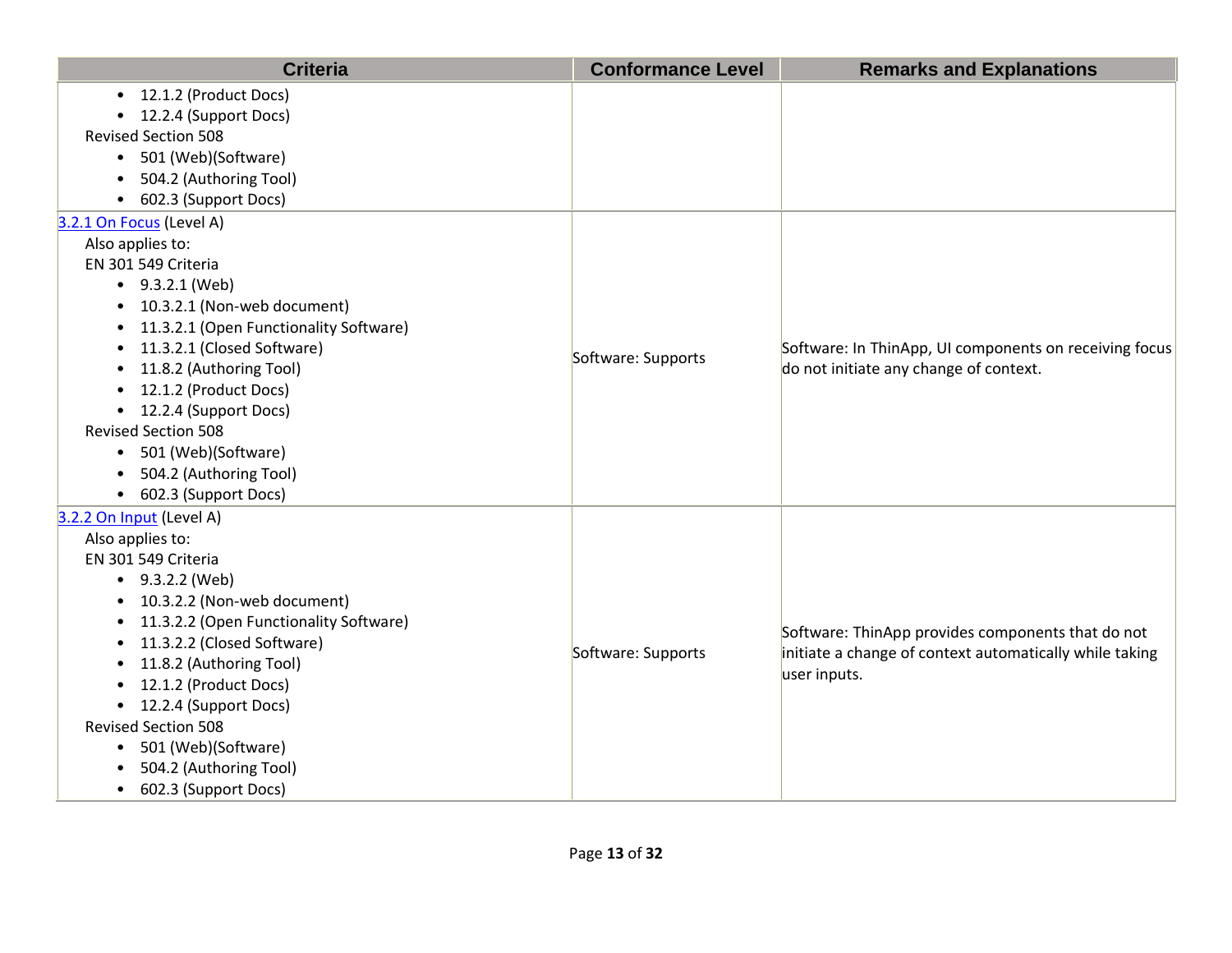| Criteria | Conformance Level | Remarks and Explanations |
| --- | --- | --- |
| • 12.1.2 (Product Docs)<br>• 12.2.4 (Support Docs)<br>Revised Section 508<br>• 501 (Web)(Software)<br>• 504.2 (Authoring Tool)<br>• 602.3 (Support Docs) | | |
| [3.2.1 On Focus](#) (Level A)<br>Also applies to:<br>EN 301 549 Criteria<br>• 9.3.2.1 (Web)<br>• 10.3.2.1 (Non-web document)<br>• 11.3.2.1 (Open Functionality Software)<br>• 11.3.2.1 (Closed Software)<br>• 11.8.2 (Authoring Tool)<br>• 12.1.2 (Product Docs)<br>• 12.2.4 (Support Docs)<br>Revised Section 508<br>• 501 (Web)(Software)<br>• 504.2 (Authoring Tool)<br>• 602.3 (Support Docs) | Software: Supports | Software: In ThinApp, UI components on receiving focus do not initiate any change of context. |
| [3.2.2 On Input](#) (Level A)<br>Also applies to:<br>EN 301 549 Criteria<br>• 9.3.2.2 (Web)<br>• 10.3.2.2 (Non-web document)<br>• 11.3.2.2 (Open Functionality Software)<br>• 11.3.2.2 (Closed Software)<br>• 11.8.2 (Authoring Tool)<br>• 12.1.2 (Product Docs)<br>• 12.2.4 (Support Docs)<br>Revised Section 508<br>• 501 (Web)(Software)<br>• 504.2 (Authoring Tool)<br>• 602.3 (Support Docs) | Software: Supports | Software: ThinApp provides components that do not initiate a change of context automatically while taking user inputs. |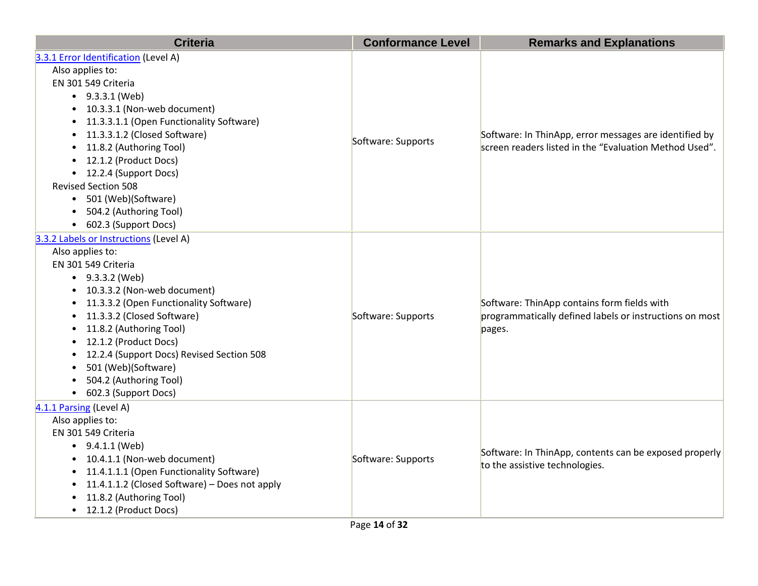| Criteria | Conformance Level | Remarks and Explanations |
| --- | --- | --- |
| [3.3.1 Error Identification](#) (Level A)<br>Also applies to:<br>EN 301 549 Criteria<br>• 9.3.3.1 (Web)<br>• 10.3.3.1 (Non-web document)<br>• 11.3.3.1.1 (Open Functionality Software)<br>• 11.3.3.1.2 (Closed Software)<br>• 11.8.2 (Authoring Tool)<br>• 12.1.2 (Product Docs)<br>• 12.2.4 (Support Docs)<br>Revised Section 508<br>• 501 (Web)(Software)<br>• 504.2 (Authoring Tool)<br>• 602.3 (Support Docs) | Software: Supports | Software: In ThinApp, error messages are identified by screen readers listed in the "Evaluation Method Used". |
| [3.3.2 Labels or Instructions](#) (Level A)<br>Also applies to:<br>EN 301 549 Criteria<br>• 9.3.3.2 (Web)<br>• 10.3.3.2 (Non-web document)<br>• 11.3.3.2 (Open Functionality Software)<br>• 11.3.3.2 (Closed Software)<br>• 11.8.2 (Authoring Tool)<br>• 12.1.2 (Product Docs)<br>• 12.2.4 (Support Docs) Revised Section 508<br>• 501 (Web)(Software)<br>• 504.2 (Authoring Tool)<br>• 602.3 (Support Docs) | Software: Supports | Software: ThinApp contains form fields with programmatically defined labels or instructions on most pages. |
| [4.1.1 Parsing](#) (Level A)<br>Also applies to:<br>EN 301 549 Criteria<br>• 9.4.1.1 (Web)<br>• 10.4.1.1 (Non-web document)<br>• 11.4.1.1.1 (Open Functionality Software)<br>• 11.4.1.1.2 (Closed Software) – Does not apply<br>• 11.8.2 (Authoring Tool)<br>• 12.1.2 (Product Docs) | Software: Supports | Software: In ThinApp, contents can be exposed properly to the assistive technologies. |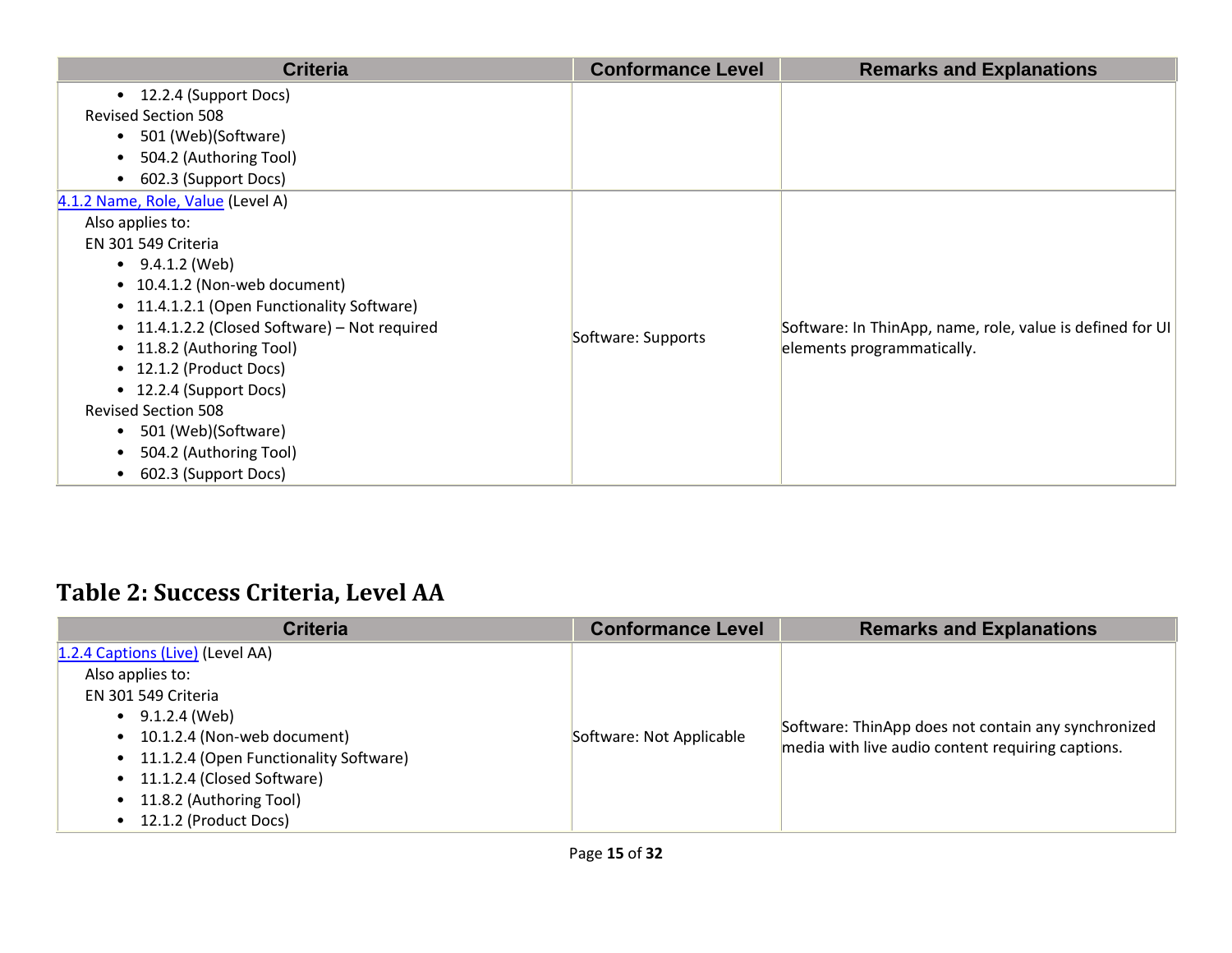| Criteria | Conformance Level | Remarks and Explanations |
| --- | --- | --- |
| • 12.2.4 (Support Docs)<br>Revised Section 508<br>• 501 (Web)(Software)<br>• 504.2 (Authoring Tool)<br>• 602.3 (Support Docs) | | |
| [4.1.2 Name, Role, Value](#) (Level A)<br>Also applies to:<br>EN 301 549 Criteria<br>• 9.4.1.2 (Web)<br>• 10.4.1.2 (Non-web document)<br>• 11.4.1.2.1 (Open Functionality Software)<br>• 11.4.1.2.2 (Closed Software) – Not required<br>• 11.8.2 (Authoring Tool)<br>• 12.1.2 (Product Docs)<br>• 12.2.4 (Support Docs)<br>Revised Section 508<br>• 501 (Web)(Software)<br>• 504.2 (Authoring Tool)<br>• 602.3 (Support Docs) | Software: Supports | Software: In ThinApp, name, role, value is defined for UI elements programmatically. |

## Table 2: Success Criteria, Level AA

| Criteria | Conformance Level | Remarks and Explanations |
| --- | --- | --- |
| [1.2.4 Captions (Live)](#) (Level AA)<br>Also applies to:<br>EN 301 549 Criteria<br>• 9.1.2.4 (Web)<br>• 10.1.2.4 (Non-web document)<br>• 11.1.2.4 (Open Functionality Software)<br>• 11.1.2.4 (Closed Software)<br>• 11.8.2 (Authoring Tool)<br>• 12.1.2 (Product Docs) | Software: Not Applicable | Software: ThinApp does not contain any synchronized media with live audio content requiring captions. |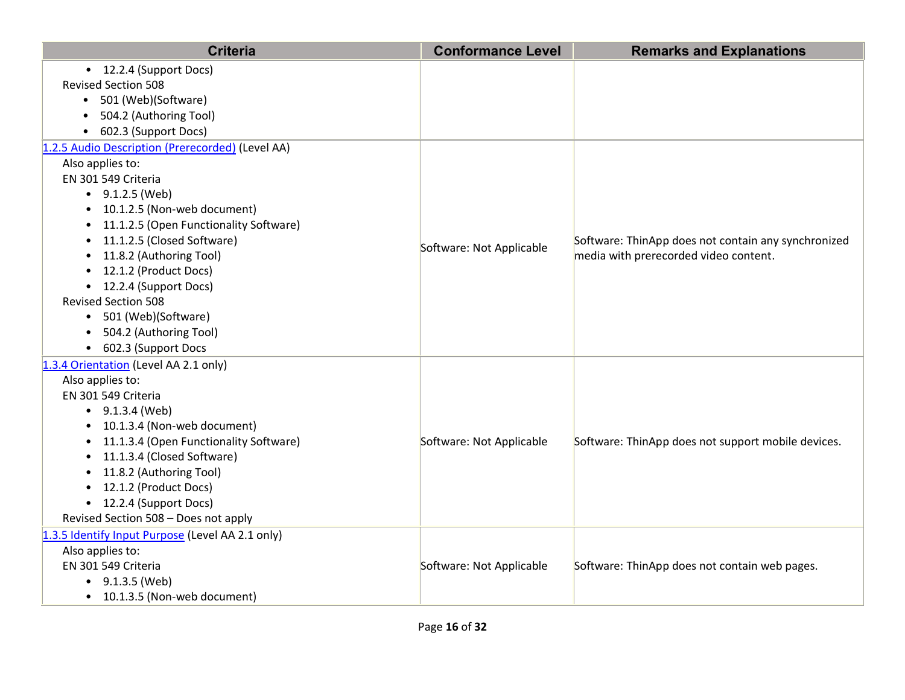| Criteria | Conformance Level | Remarks and Explanations |
|---|---|---|
| • 12.2.4 (Support Docs)<br>Revised Section 508<br>• 501 (Web)(Software)<br>• 504.2 (Authoring Tool)<br>• 602.3 (Support Docs) | | |
| [1.2.5 Audio Description (Prerecorded)](#) (Level AA)<br>Also applies to:<br>EN 301 549 Criteria<br>• 9.1.2.5 (Web)<br>• 10.1.2.5 (Non-web document)<br>• 11.1.2.5 (Open Functionality Software)<br>• 11.1.2.5 (Closed Software)<br>• 11.8.2 (Authoring Tool)<br>• 12.1.2 (Product Docs)<br>• 12.2.4 (Support Docs)<br>Revised Section 508<br>• 501 (Web)(Software)<br>• 504.2 (Authoring Tool)<br>• 602.3 (Support Docs | Software: Not Applicable | Software: ThinApp does not contain any synchronized media with prerecorded video content. |
| [1.3.4 Orientation](#) (Level AA 2.1 only)<br>Also applies to:<br>EN 301 549 Criteria<br>• 9.1.3.4 (Web)<br>• 10.1.3.4 (Non-web document)<br>• 11.1.3.4 (Open Functionality Software)<br>• 11.1.3.4 (Closed Software)<br>• 11.8.2 (Authoring Tool)<br>• 12.1.2 (Product Docs)<br>• 12.2.4 (Support Docs)<br>Revised Section 508 – Does not apply | Software: Not Applicable | Software: ThinApp does not support mobile devices. |
| [1.3.5 Identify Input Purpose](#) (Level AA 2.1 only)<br>Also applies to:<br>EN 301 549 Criteria<br>• 9.1.3.5 (Web)<br>• 10.1.3.5 (Non-web document) | Software: Not Applicable | Software: ThinApp does not contain web pages. |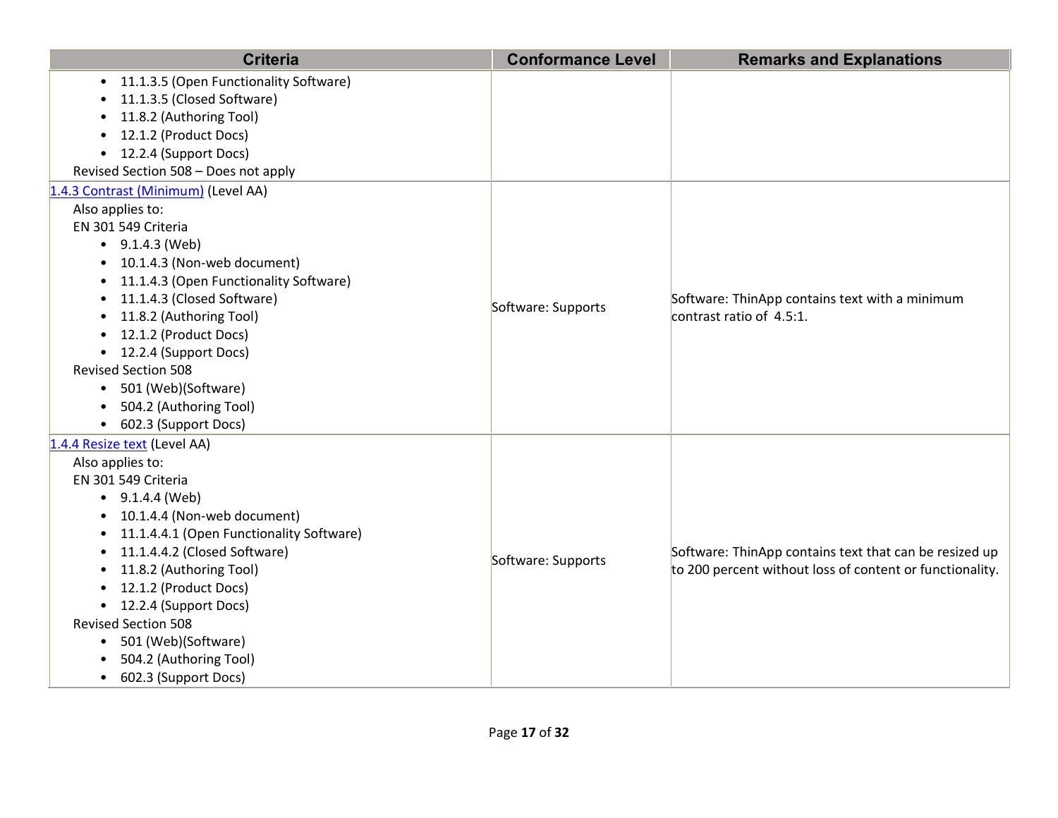| Criteria | Conformance Level | Remarks and Explanations |
|---|---|---|
| • 11.1.3.5 (Open Functionality Software)<br>• 11.1.3.5 (Closed Software)<br>• 11.8.2 (Authoring Tool)<br>• 12.1.2 (Product Docs)<br>• 12.2.4 (Support Docs)<br>Revised Section 508 – Does not apply | | |
| [1.4.3 Contrast (Minimum)]() (Level AA)<br>Also applies to:<br>EN 301 549 Criteria<br>• 9.1.4.3 (Web)<br>• 10.1.4.3 (Non-web document)<br>• 11.1.4.3 (Open Functionality Software)<br>• 11.1.4.3 (Closed Software)<br>• 11.8.2 (Authoring Tool)<br>• 12.1.2 (Product Docs)<br>• 12.2.4 (Support Docs)<br>Revised Section 508<br>• 501 (Web)(Software)<br>• 504.2 (Authoring Tool)<br>• 602.3 (Support Docs) | Software: Supports | Software: ThinApp contains text with a minimum contrast ratio of 4.5:1. |
| [1.4.4 Resize text]() (Level AA)<br>Also applies to:<br>EN 301 549 Criteria<br>• 9.1.4.4 (Web)<br>• 10.1.4.4 (Non-web document)<br>• 11.1.4.4.1 (Open Functionality Software)<br>• 11.1.4.4.2 (Closed Software)<br>• 11.8.2 (Authoring Tool)<br>• 12.1.2 (Product Docs)<br>• 12.2.4 (Support Docs)<br>Revised Section 508<br>• 501 (Web)(Software)<br>• 504.2 (Authoring Tool)<br>• 602.3 (Support Docs) | Software: Supports | Software: ThinApp contains text that can be resized up to 200 percent without loss of content or functionality. |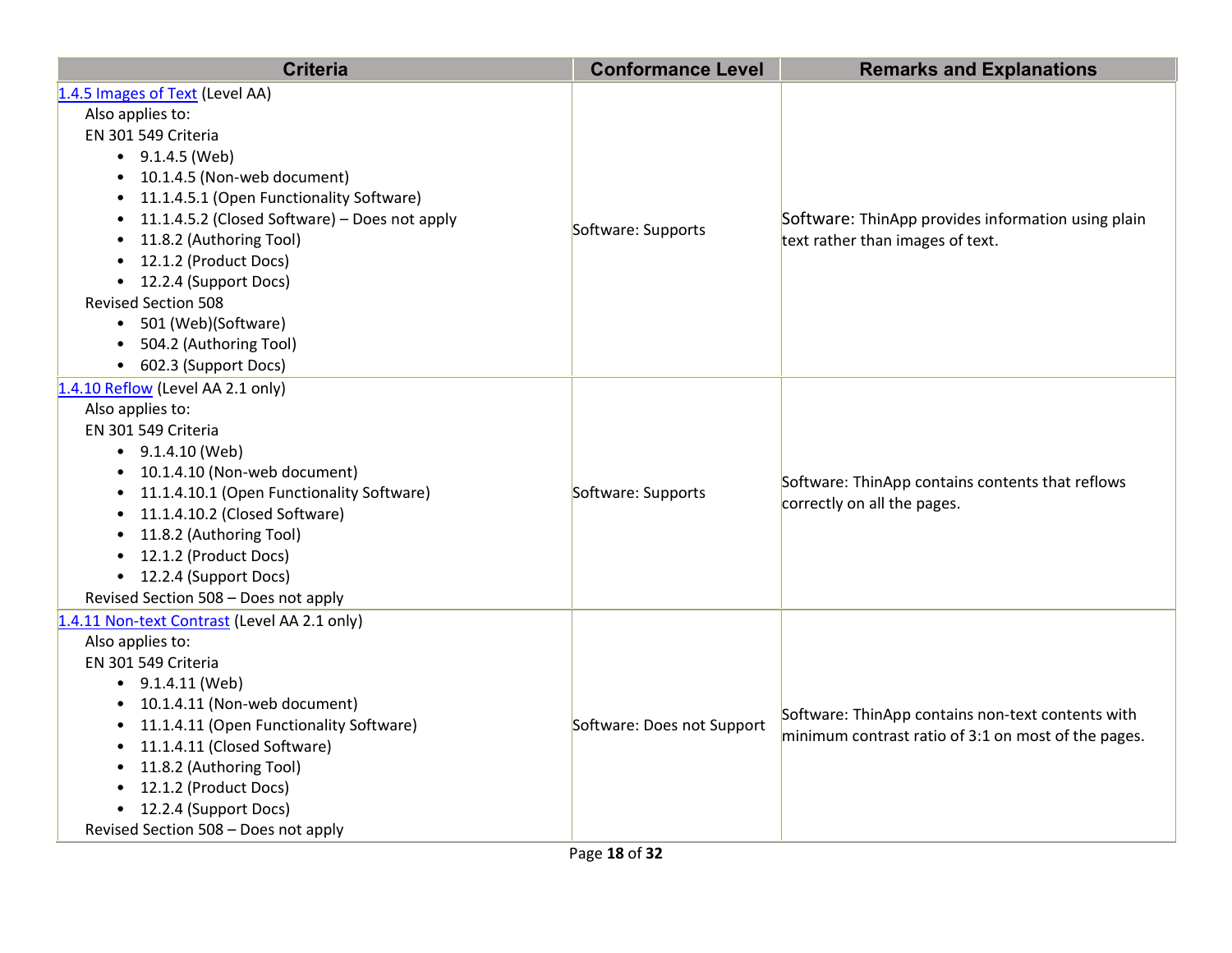| Criteria | Conformance Level | Remarks and Explanations |
| --- | --- | --- |
| [1.4.5 Images of Text](#) (Level AA)<br>Also applies to:<br>EN 301 549 Criteria<br>• 9.1.4.5 (Web)<br>• 10.1.4.5 (Non-web document)<br>• 11.1.4.5.1 (Open Functionality Software)<br>• 11.1.4.5.2 (Closed Software) – Does not apply<br>• 11.8.2 (Authoring Tool)<br>• 12.1.2 (Product Docs)<br>• 12.2.4 (Support Docs)<br>Revised Section 508<br>• 501 (Web)(Software)<br>• 504.2 (Authoring Tool)<br>• 602.3 (Support Docs) | Software: Supports | Software: ThinApp provides information using plain text rather than images of text. |
| [1.4.10 Reflow](#) (Level AA 2.1 only)<br>Also applies to:<br>EN 301 549 Criteria<br>• 9.1.4.10 (Web)<br>• 10.1.4.10 (Non-web document)<br>• 11.1.4.10.1 (Open Functionality Software)<br>• 11.1.4.10.2 (Closed Software)<br>• 11.8.2 (Authoring Tool)<br>• 12.1.2 (Product Docs)<br>• 12.2.4 (Support Docs)<br>Revised Section 508 – Does not apply | Software: Supports | Software: ThinApp contains contents that reflows correctly on all the pages. |
| [1.4.11 Non-text Contrast](#) (Level AA 2.1 only)<br>Also applies to:<br>EN 301 549 Criteria<br>• 9.1.4.11 (Web)<br>• 10.1.4.11 (Non-web document)<br>• 11.1.4.11 (Open Functionality Software)<br>• 11.1.4.11 (Closed Software)<br>• 11.8.2 (Authoring Tool)<br>• 12.1.2 (Product Docs)<br>• 12.2.4 (Support Docs)<br>Revised Section 508 – Does not apply | Software: Does not Support | Software: ThinApp contains non-text contents with minimum contrast ratio of 3:1 on most of the pages. |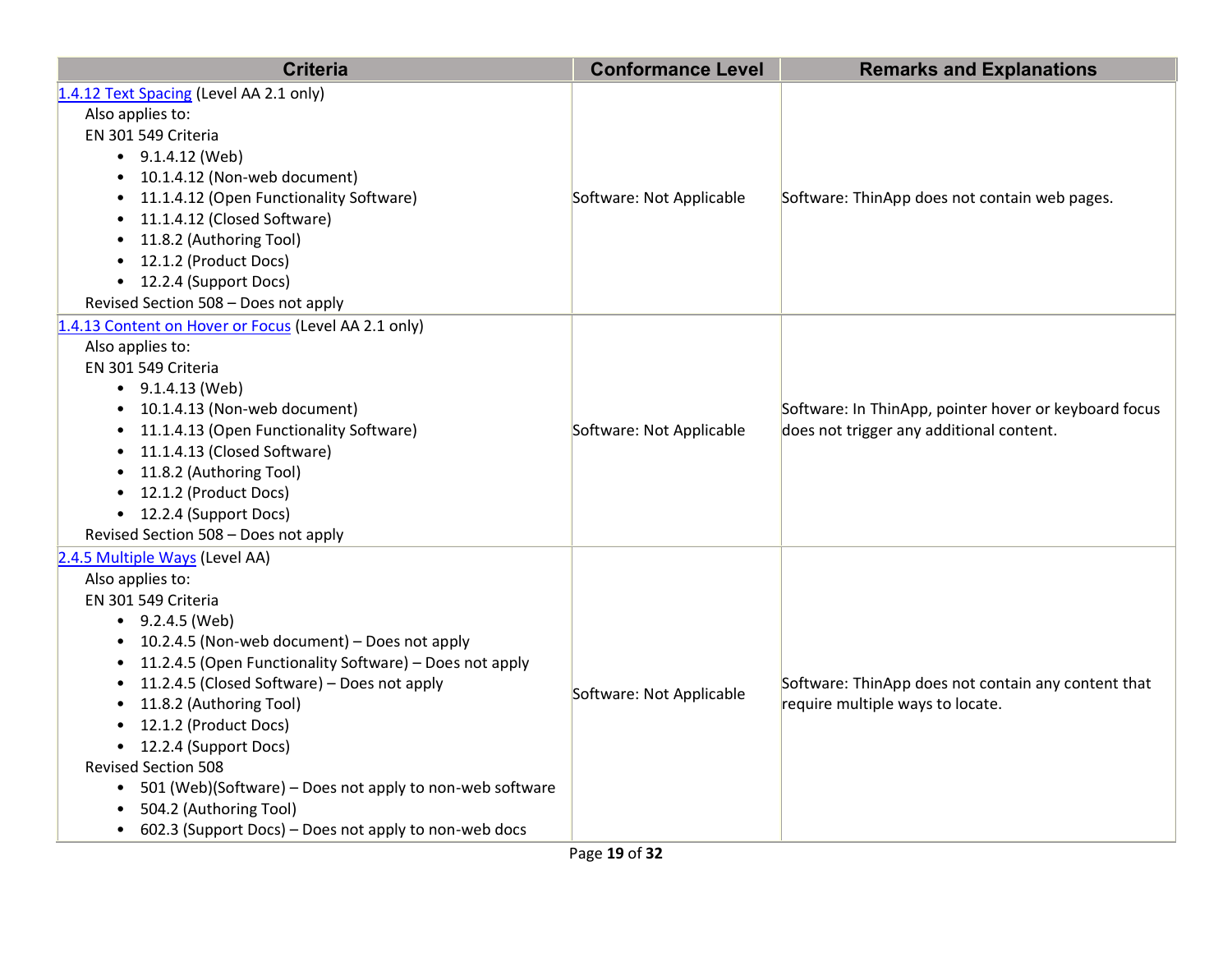| Criteria | Conformance Level | Remarks and Explanations |
| --- | --- | --- |
| [1.4.12 Text Spacing](#) (Level AA 2.1 only)<br>Also applies to:<br>EN 301 549 Criteria<br>• 9.1.4.12 (Web)<br>• 10.1.4.12 (Non-web document)<br>• 11.1.4.12 (Open Functionality Software)<br>• 11.1.4.12 (Closed Software)<br>• 11.8.2 (Authoring Tool)<br>• 12.1.2 (Product Docs)<br>• 12.2.4 (Support Docs)<br>Revised Section 508 – Does not apply | Software: Not Applicable | Software: ThinApp does not contain web pages. |
| [1.4.13 Content on Hover or Focus](#) (Level AA 2.1 only)<br>Also applies to:<br>EN 301 549 Criteria<br>• 9.1.4.13 (Web)<br>• 10.1.4.13 (Non-web document)<br>• 11.1.4.13 (Open Functionality Software)<br>• 11.1.4.13 (Closed Software)<br>• 11.8.2 (Authoring Tool)<br>• 12.1.2 (Product Docs)<br>• 12.2.4 (Support Docs)<br>Revised Section 508 – Does not apply | Software: Not Applicable | Software: In ThinApp, pointer hover or keyboard focus does not trigger any additional content. |
| [2.4.5 Multiple Ways](#) (Level AA)<br>Also applies to:<br>EN 301 549 Criteria<br>• 9.2.4.5 (Web)<br>• 10.2.4.5 (Non-web document) – Does not apply<br>• 11.2.4.5 (Open Functionality Software) – Does not apply<br>• 11.2.4.5 (Closed Software) – Does not apply<br>• 11.8.2 (Authoring Tool)<br>• 12.1.2 (Product Docs)<br>• 12.2.4 (Support Docs)<br>Revised Section 508<br>• 501 (Web)(Software) – Does not apply to non-web software<br>• 504.2 (Authoring Tool)<br>• 602.3 (Support Docs) – Does not apply to non-web docs | Software: Not Applicable | Software: ThinApp does not contain any content that require multiple ways to locate. |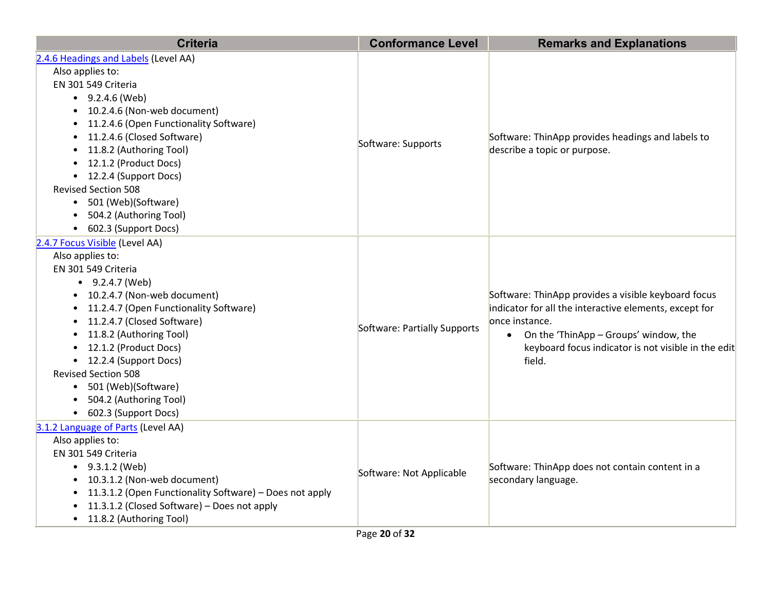| Criteria | Conformance Level | Remarks and Explanations |
|---|---|---|
| [2.4.6 Headings and Labels](#) (Level AA)<br>Also applies to:<br>EN 301 549 Criteria<br>• 9.2.4.6 (Web)<br>• 10.2.4.6 (Non-web document)<br>• 11.2.4.6 (Open Functionality Software)<br>• 11.2.4.6 (Closed Software)<br>• 11.8.2 (Authoring Tool)<br>• 12.1.2 (Product Docs)<br>• 12.2.4 (Support Docs)<br>Revised Section 508<br>• 501 (Web)(Software)<br>• 504.2 (Authoring Tool)<br>• 602.3 (Support Docs) | Software: Supports | Software: ThinApp provides headings and labels to describe a topic or purpose. |
| [2.4.7 Focus Visible](#) (Level AA)<br>Also applies to:<br>EN 301 549 Criteria<br>• 9.2.4.7 (Web)<br>• 10.2.4.7 (Non-web document)<br>• 11.2.4.7 (Open Functionality Software)<br>• 11.2.4.7 (Closed Software)<br>• 11.8.2 (Authoring Tool)<br>• 12.1.2 (Product Docs)<br>• 12.2.4 (Support Docs)<br>Revised Section 508<br>• 501 (Web)(Software)<br>• 504.2 (Authoring Tool)<br>• 602.3 (Support Docs) | Software: Partially Supports | Software: ThinApp provides a visible keyboard focus indicator for all the interactive elements, except for once instance.<br>• On the 'ThinApp – Groups' window, the keyboard focus indicator is not visible in the edit field. |
| [3.1.2 Language of Parts](#) (Level AA)<br>Also applies to:<br>EN 301 549 Criteria<br>• 9.3.1.2 (Web)<br>• 10.3.1.2 (Non-web document)<br>• 11.3.1.2 (Open Functionality Software) – Does not apply<br>• 11.3.1.2 (Closed Software) – Does not apply<br>• 11.8.2 (Authoring Tool) | Software: Not Applicable | Software: ThinApp does not contain content in a secondary language. |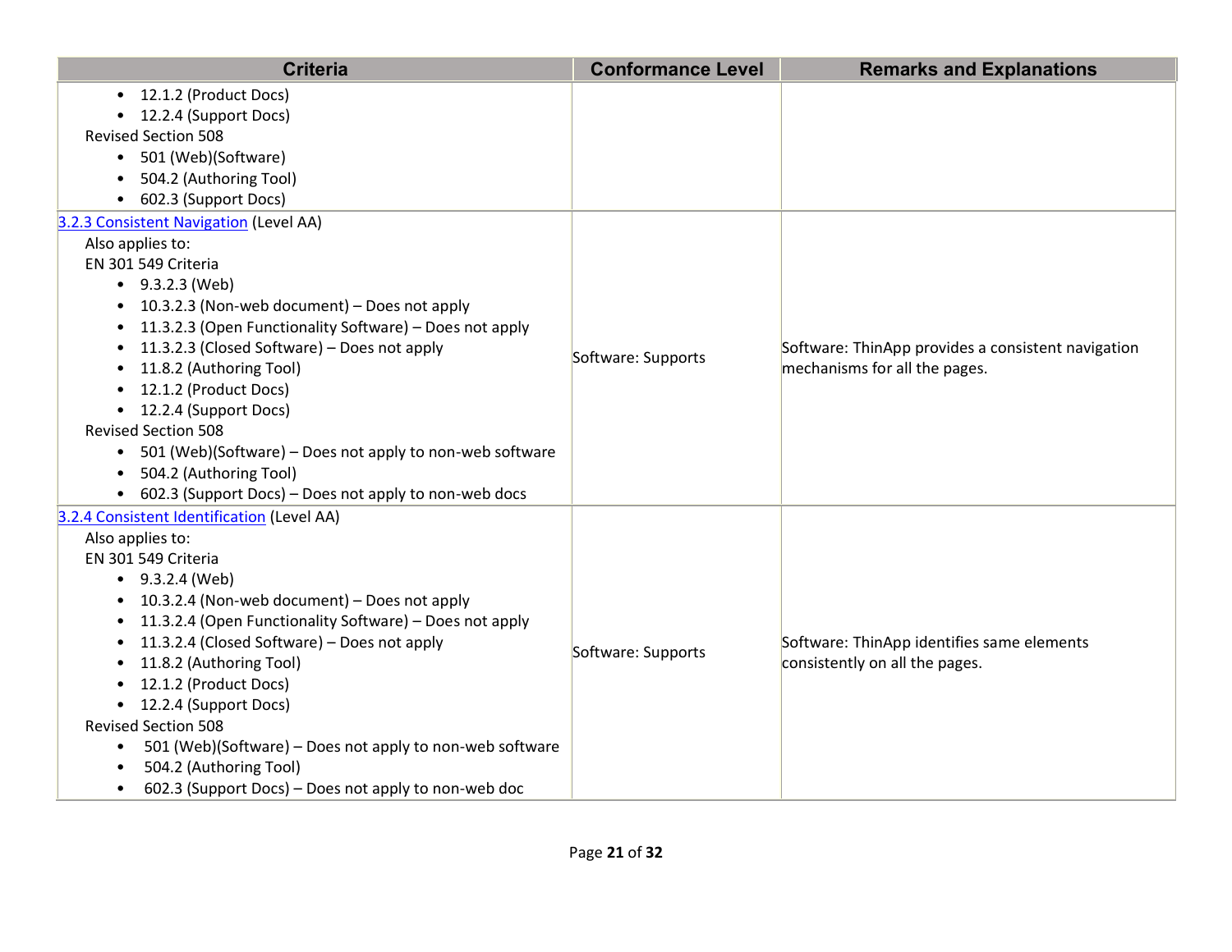| Criteria | Conformance Level | Remarks and Explanations |
|---|---|---|
| <ul><li>12.1.2 (Product Docs)</li><li>12.2.4 (Support Docs)</li></ul>Revised Section 508<ul><li>501 (Web)(Software)</li><li>504.2 (Authoring Tool)</li><li>602.3 (Support Docs)</li></ul> | | |
| [3.2.3 Consistent Navigation](#) (Level AA)<br>Also applies to:<br>EN 301 549 Criteria<ul><li>9.3.2.3 (Web)</li><li>10.3.2.3 (Non-web document) – Does not apply</li><li>11.3.2.3 (Open Functionality Software) – Does not apply</li><li>11.3.2.3 (Closed Software) – Does not apply</li><li>11.8.2 (Authoring Tool)</li><li>12.1.2 (Product Docs)</li><li>12.2.4 (Support Docs)</li></ul>Revised Section 508<ul><li>501 (Web)(Software) – Does not apply to non-web software</li><li>504.2 (Authoring Tool)</li><li>602.3 (Support Docs) – Does not apply to non-web docs</li></ul> | Software: Supports | Software: ThinApp provides a consistent navigation mechanisms for all the pages. |
| [3.2.4 Consistent Identification](#) (Level AA)<br>Also applies to:<br>EN 301 549 Criteria<ul><li>9.3.2.4 (Web)</li><li>10.3.2.4 (Non-web document) – Does not apply</li><li>11.3.2.4 (Open Functionality Software) – Does not apply</li><li>11.3.2.4 (Closed Software) – Does not apply</li><li>11.8.2 (Authoring Tool)</li><li>12.1.2 (Product Docs)</li><li>12.2.4 (Support Docs)</li></ul>Revised Section 508<ul><li>501 (Web)(Software) – Does not apply to non-web software</li><li>504.2 (Authoring Tool)</li><li>602.3 (Support Docs) – Does not apply to non-web doc</li></ul> | Software: Supports | Software: ThinApp identifies same elements consistently on all the pages. |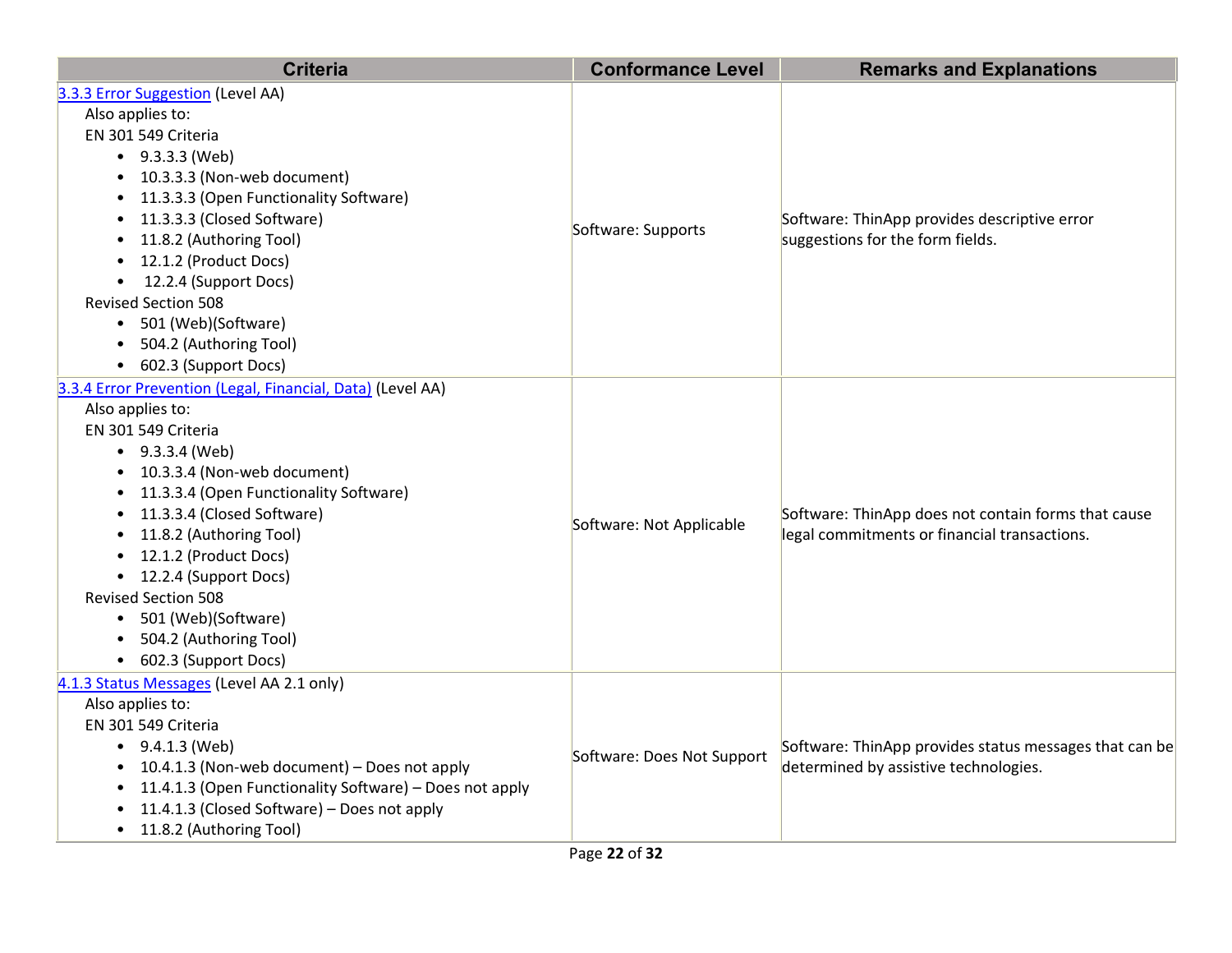| Criteria | Conformance Level | Remarks and Explanations |
|---|---|---|
| 3.3.3 Error Suggestion (Level AA)<br>Also applies to:<br>EN 301 549 Criteria<br>• 9.3.3.3 (Web)<br>• 10.3.3.3 (Non-web document)<br>• 11.3.3.3 (Open Functionality Software)<br>• 11.3.3.3 (Closed Software)<br>• 11.8.2 (Authoring Tool)<br>• 12.1.2 (Product Docs)<br>• 12.2.4 (Support Docs)<br>Revised Section 508<br>• 501 (Web)(Software)<br>• 504.2 (Authoring Tool)<br>• 602.3 (Support Docs) | Software: Supports | Software: ThinApp provides descriptive error suggestions for the form fields. |
| 3.3.4 Error Prevention (Legal, Financial, Data) (Level AA)<br>Also applies to:<br>EN 301 549 Criteria<br>• 9.3.3.4 (Web)<br>• 10.3.3.4 (Non-web document)<br>• 11.3.3.4 (Open Functionality Software)<br>• 11.3.3.4 (Closed Software)<br>• 11.8.2 (Authoring Tool)<br>• 12.1.2 (Product Docs)<br>• 12.2.4 (Support Docs)<br>Revised Section 508<br>• 501 (Web)(Software)<br>• 504.2 (Authoring Tool)<br>• 602.3 (Support Docs) | Software: Not Applicable | Software: ThinApp does not contain forms that cause legal commitments or financial transactions. |
| 4.1.3 Status Messages (Level AA 2.1 only)<br>Also applies to:<br>EN 301 549 Criteria<br>• 9.4.1.3 (Web)<br>• 10.4.1.3 (Non-web document) – Does not apply<br>• 11.4.1.3 (Open Functionality Software) – Does not apply<br>• 11.4.1.3 (Closed Software) – Does not apply<br>• 11.8.2 (Authoring Tool) | Software: Does Not Support | Software: ThinApp provides status messages that can be determined by assistive technologies. |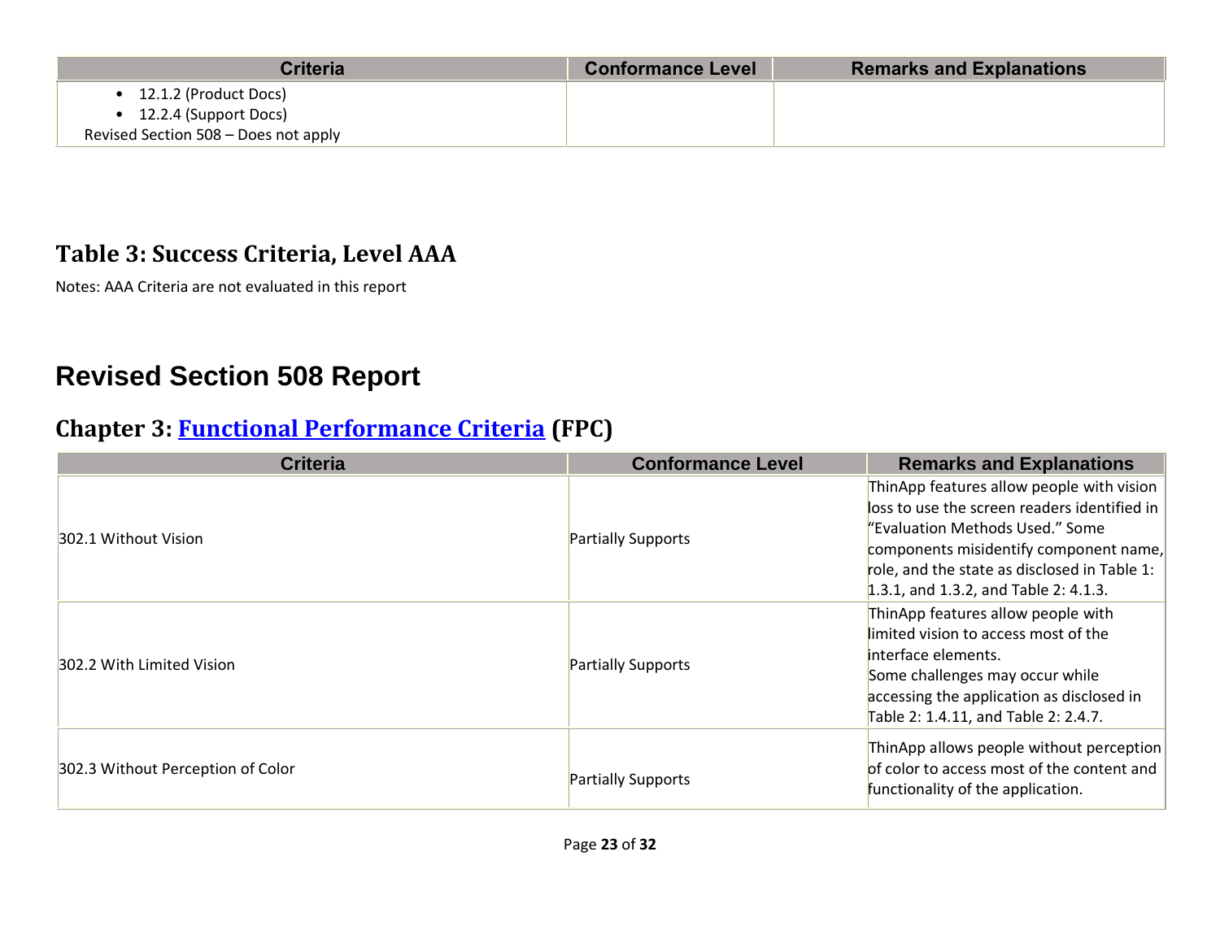| Criteria | Conformance Level | Remarks and Explanations |
| --- | --- | --- |
| • 12.1.2 (Product Docs)<br>• 12.2.4 (Support Docs)<br>Revised Section 508 – Does not apply | | |

## Table 3: Success Criteria, Level AAA

Notes: AAA Criteria are not evaluated in this report

# Revised Section 508 Report

## Chapter 3: [Functional Performance Criteria](#) (FPC)

| Criteria | Conformance Level | Remarks and Explanations |
| --- | --- | --- |
| 302.1 Without Vision | Partially Supports | ThinApp features allow people with vision loss to use the screen readers identified in "Evaluation Methods Used." Some components misidentify component name, role, and the state as disclosed in Table 1: 1.3.1, and 1.3.2, and Table 2: 4.1.3. |
| 302.2 With Limited Vision | Partially Supports | ThinApp features allow people with limited vision to access most of the interface elements.<br>Some challenges may occur while accessing the application as disclosed in Table 2: 1.4.11, and Table 2: 2.4.7. |
| 302.3 Without Perception of Color | Partially Supports | ThinApp allows people without perception of color to access most of the content and functionality of the application. |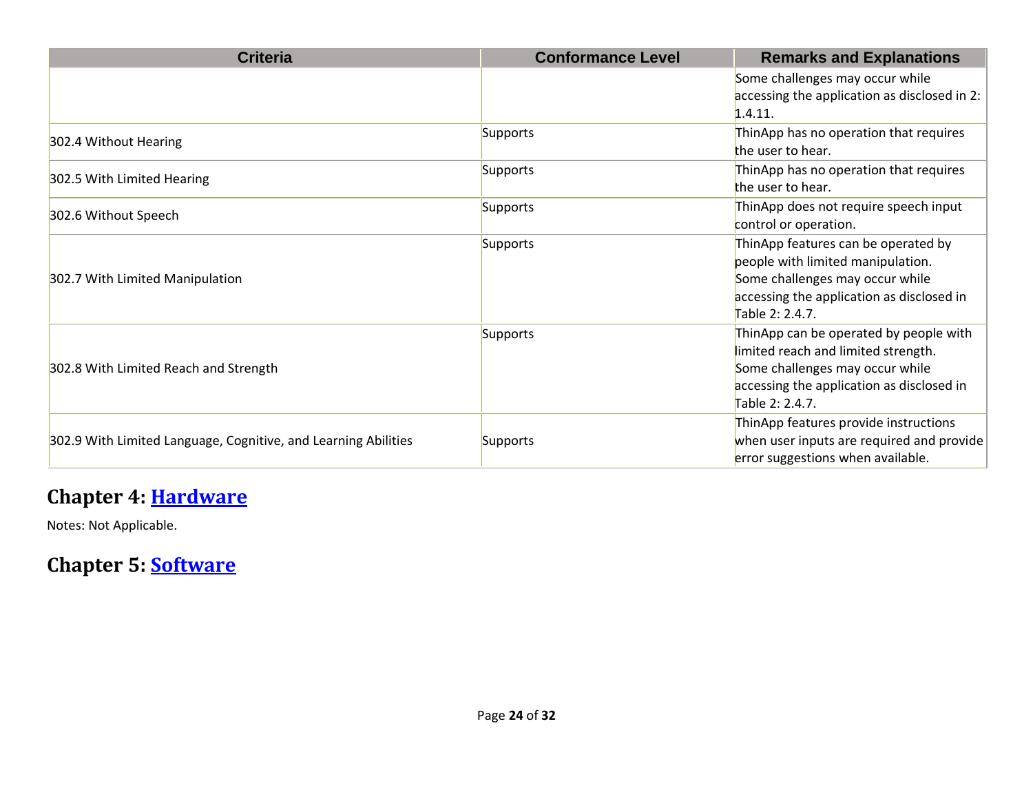| Criteria | Conformance Level | Remarks and Explanations |
| --- | --- | --- |
| | | Some challenges may occur while accessing the application as disclosed in 2: 1.4.11. |
| 302.4 Without Hearing | Supports | ThinApp has no operation that requires the user to hear. |
| 302.5 With Limited Hearing | Supports | ThinApp has no operation that requires the user to hear. |
| 302.6 Without Speech | Supports | ThinApp does not require speech input control or operation. |
| 302.7 With Limited Manipulation | Supports | ThinApp features can be operated by people with limited manipulation.<br>Some challenges may occur while accessing the application as disclosed in Table 2: 2.4.7. |
| 302.8 With Limited Reach and Strength | Supports | ThinApp can be operated by people with limited reach and limited strength.<br>Some challenges may occur while accessing the application as disclosed in Table 2: 2.4.7. |
| 302.9 With Limited Language, Cognitive, and Learning Abilities | Supports | ThinApp features provide instructions when user inputs are required and provide error suggestions when available. |

## Chapter 4: Hardware

Notes: Not Applicable.

## Chapter 5: Software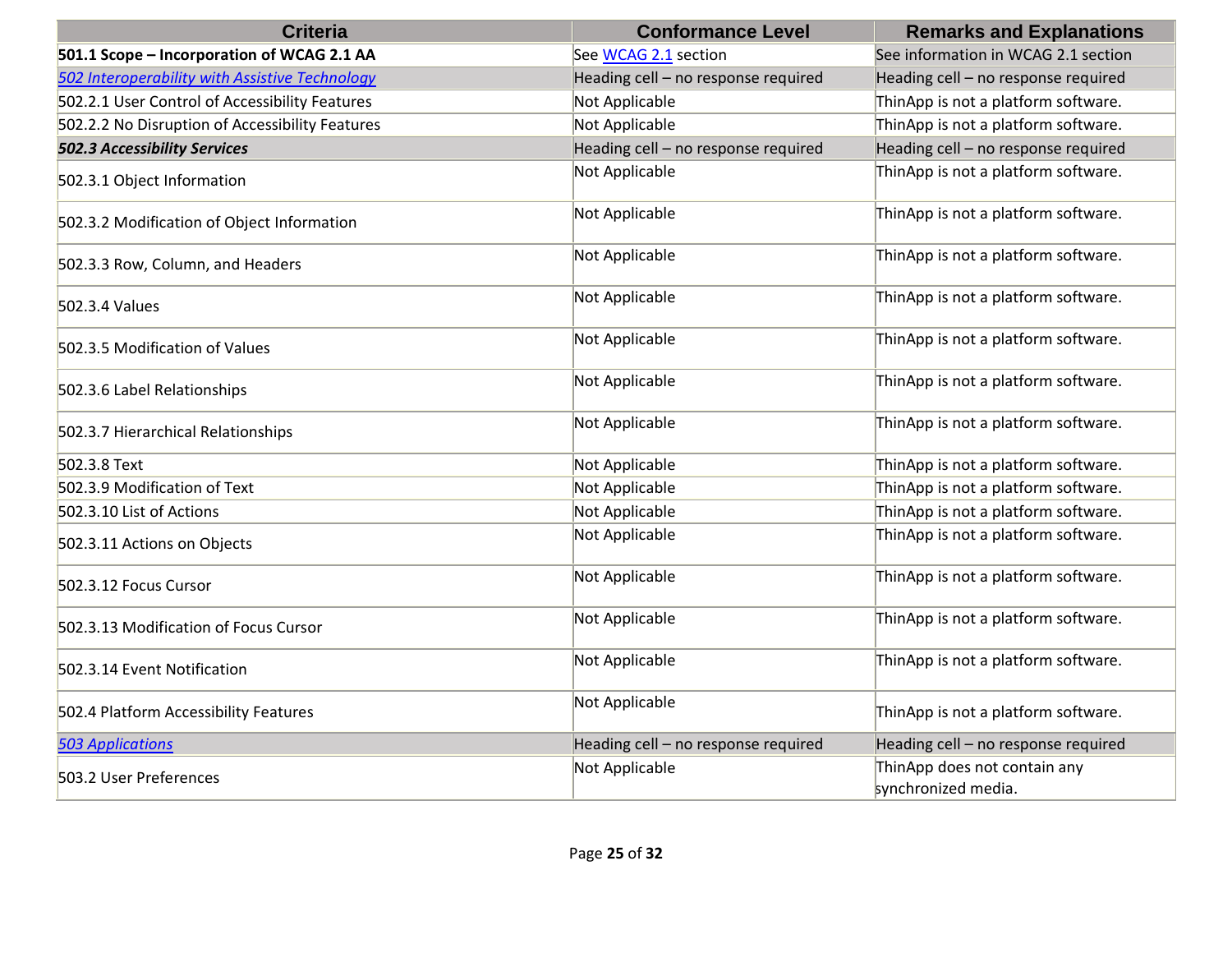| Criteria | Conformance Level | Remarks and Explanations |
|---|---|---|
| **501.1 Scope – Incorporation of WCAG 2.1 AA** | See WCAG 2.1 section | See information in WCAG 2.1 section |
| ***502 Interoperability with Assistive Technology*** | Heading cell – no response required | Heading cell – no response required |
| 502.2.1 User Control of Accessibility Features | Not Applicable | ThinApp is not a platform software. |
| 502.2.2 No Disruption of Accessibility Features | Not Applicable | ThinApp is not a platform software. |
| ***502.3 Accessibility Services*** | Heading cell – no response required | Heading cell – no response required |
| 502.3.1 Object Information | Not Applicable | ThinApp is not a platform software. |
| 502.3.2 Modification of Object Information | Not Applicable | ThinApp is not a platform software. |
| 502.3.3 Row, Column, and Headers | Not Applicable | ThinApp is not a platform software. |
| 502.3.4 Values | Not Applicable | ThinApp is not a platform software. |
| 502.3.5 Modification of Values | Not Applicable | ThinApp is not a platform software. |
| 502.3.6 Label Relationships | Not Applicable | ThinApp is not a platform software. |
| 502.3.7 Hierarchical Relationships | Not Applicable | ThinApp is not a platform software. |
| 502.3.8 Text | Not Applicable | ThinApp is not a platform software. |
| 502.3.9 Modification of Text | Not Applicable | ThinApp is not a platform software. |
| 502.3.10 List of Actions | Not Applicable | ThinApp is not a platform software. |
| 502.3.11 Actions on Objects | Not Applicable | ThinApp is not a platform software. |
| 502.3.12 Focus Cursor | Not Applicable | ThinApp is not a platform software. |
| 502.3.13 Modification of Focus Cursor | Not Applicable | ThinApp is not a platform software. |
| 502.3.14 Event Notification | Not Applicable | ThinApp is not a platform software. |
| 502.4 Platform Accessibility Features | Not Applicable | ThinApp is not a platform software. |
| *503 Applications* | Heading cell – no response required | Heading cell – no response required |
| 503.2 User Preferences | Not Applicable | ThinApp does not contain any synchronized media. |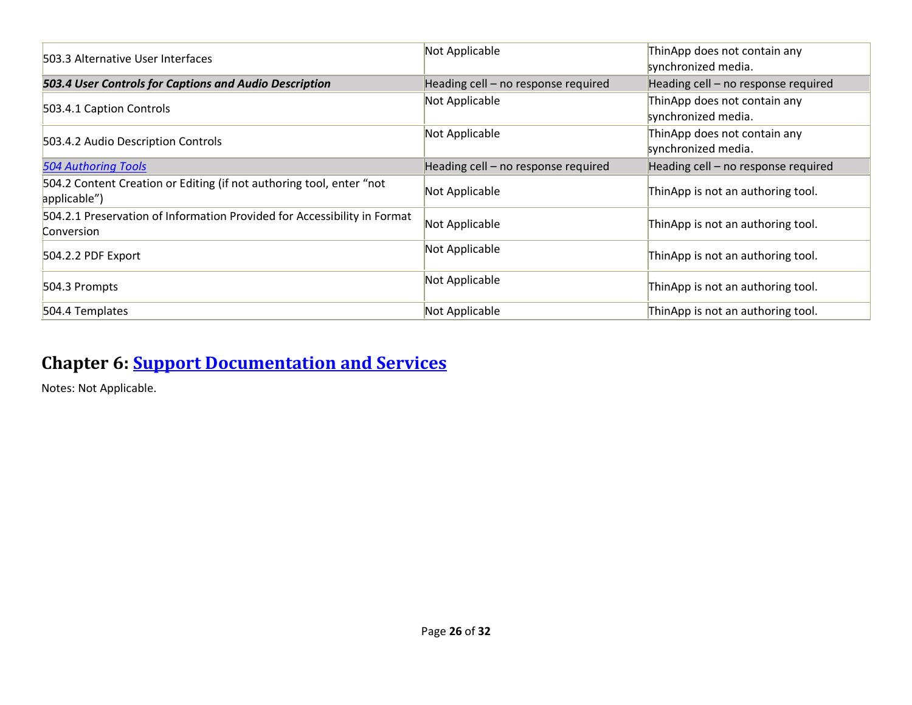| | | |
|---|---|---|
| 503.3 Alternative User Interfaces | Not Applicable | ThinApp does not contain any synchronized media. |
| ***503.4 User Controls for Captions and Audio Description*** | Heading cell – no response required | Heading cell – no response required |
| 503.4.1 Caption Controls | Not Applicable | ThinApp does not contain any synchronized media. |
| 503.4.2 Audio Description Controls | Not Applicable | ThinApp does not contain any synchronized media. |
| *504 Authoring Tools* | Heading cell – no response required | Heading cell – no response required |
| 504.2 Content Creation or Editing (if not authoring tool, enter “not applicable”) | Not Applicable | ThinApp is not an authoring tool. |
| 504.2.1 Preservation of Information Provided for Accessibility in Format Conversion | Not Applicable | ThinApp is not an authoring tool. |
| 504.2.2 PDF Export | Not Applicable | ThinApp is not an authoring tool. |
| 504.3 Prompts | Not Applicable | ThinApp is not an authoring tool. |
| 504.4 Templates | Not Applicable | ThinApp is not an authoring tool. |

## Chapter 6: Support Documentation and Services

Notes: Not Applicable.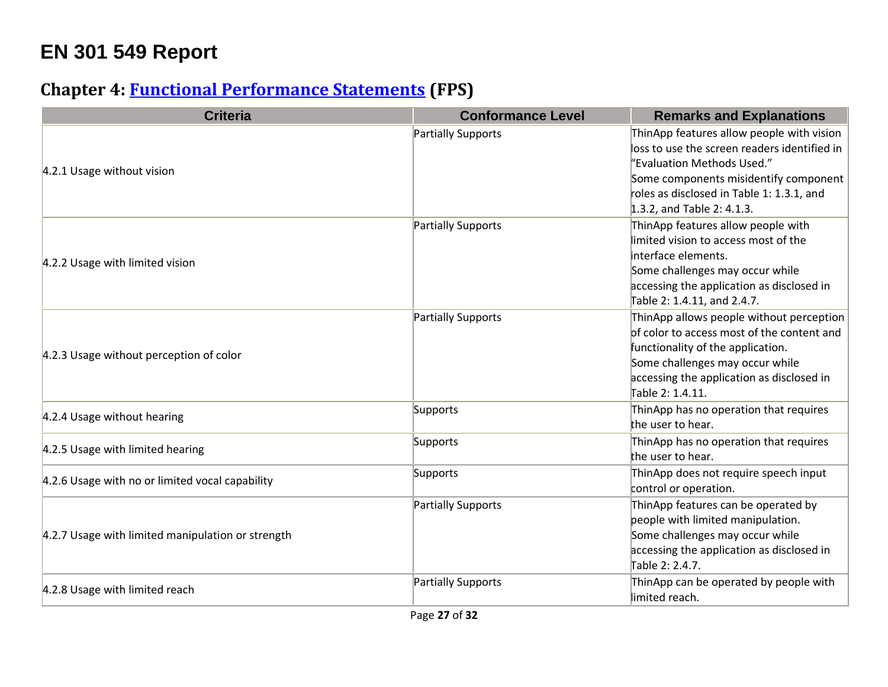# EN 301 549 Report

## Chapter 4: [Functional Performance Statements](#) (FPS)

| Criteria | Conformance Level | Remarks and Explanations |
| --- | --- | --- |
| 4.2.1 Usage without vision | Partially Supports | ThinApp features allow people with vision loss to use the screen readers identified in "Evaluation Methods Used."<br>Some components misidentify component roles as disclosed in Table 1: 1.3.1, and 1.3.2, and Table 2: 4.1.3. |
| 4.2.2 Usage with limited vision | Partially Supports | ThinApp features allow people with limited vision to access most of the interface elements.<br>Some challenges may occur while accessing the application as disclosed in Table 2: 1.4.11, and 2.4.7. |
| 4.2.3 Usage without perception of color | Partially Supports | ThinApp allows people without perception of color to access most of the content and functionality of the application.<br>Some challenges may occur while accessing the application as disclosed in Table 2: 1.4.11. |
| 4.2.4 Usage without hearing | Supports | ThinApp has no operation that requires the user to hear. |
| 4.2.5 Usage with limited hearing | Supports | ThinApp has no operation that requires the user to hear. |
| 4.2.6 Usage with no or limited vocal capability | Supports | ThinApp does not require speech input control or operation. |
| 4.2.7 Usage with limited manipulation or strength | Partially Supports | ThinApp features can be operated by people with limited manipulation.<br>Some challenges may occur while accessing the application as disclosed in Table 2: 2.4.7. |
| 4.2.8 Usage with limited reach | Partially Supports | ThinApp can be operated by people with limited reach. |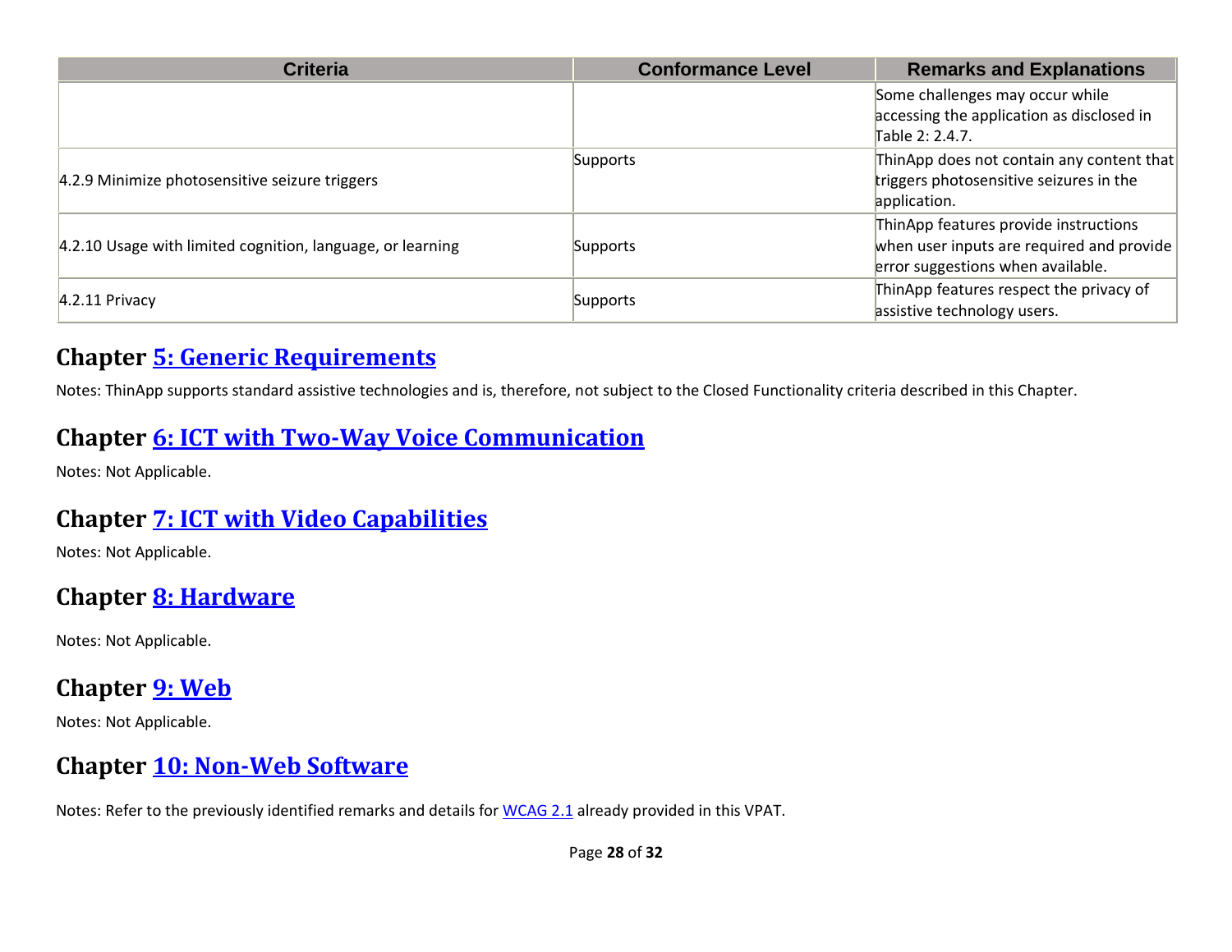| Criteria | Conformance Level | Remarks and Explanations |
|---|---|---|
| | | Some challenges may occur while accessing the application as disclosed in Table 2: 2.4.7. |
| 4.2.9 Minimize photosensitive seizure triggers | Supports | ThinApp does not contain any content that triggers photosensitive seizures in the application. |
| 4.2.10 Usage with limited cognition, language, or learning | Supports | ThinApp features provide instructions when user inputs are required and provide error suggestions when available. |
| 4.2.11 Privacy | Supports | ThinApp features respect the privacy of assistive technology users. |

## Chapter 5: Generic Requirements

Notes: ThinApp supports standard assistive technologies and is, therefore, not subject to the Closed Functionality criteria described in this Chapter.

## Chapter 6: ICT with Two-Way Voice Communication

Notes: Not Applicable.

## Chapter 7: ICT with Video Capabilities

Notes: Not Applicable.

## Chapter 8: Hardware

Notes: Not Applicable.

## Chapter 9: Web

Notes: Not Applicable.

## Chapter 10: Non-Web Software

Notes: Refer to the previously identified remarks and details for WCAG 2.1 already provided in this VPAT.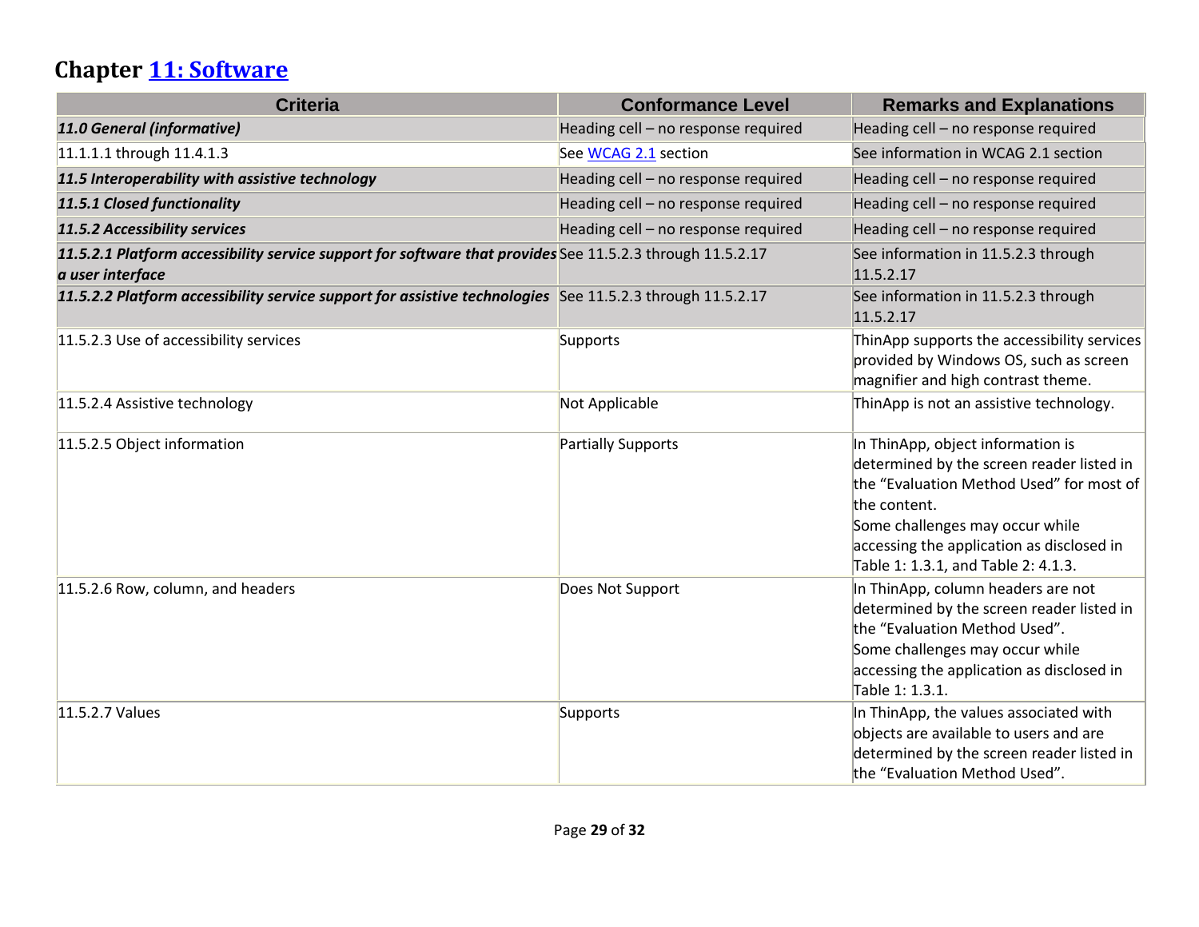## Chapter [11: Software]

| Criteria | Conformance Level | Remarks and Explanations |
|---|---|---|
| ***11.0 General (informative)*** | Heading cell – no response required | Heading cell – no response required |
| 11.1.1.1 through 11.4.1.3 | See [WCAG 2.1] section | See information in WCAG 2.1 section |
| ***11.5 Interoperability with assistive technology*** | Heading cell – no response required | Heading cell – no response required |
| ***11.5.1 Closed functionality*** | Heading cell – no response required | Heading cell – no response required |
| ***11.5.2 Accessibility services*** | Heading cell – no response required | Heading cell – no response required |
| ***11.5.2.1 Platform accessibility service support for software that provides a user interface*** | See 11.5.2.3 through 11.5.2.17 | See information in 11.5.2.3 through 11.5.2.17 |
| ***11.5.2.2 Platform accessibility service support for assistive technologies*** | See 11.5.2.3 through 11.5.2.17 | See information in 11.5.2.3 through 11.5.2.17 |
| 11.5.2.3 Use of accessibility services | Supports | ThinApp supports the accessibility services provided by Windows OS, such as screen magnifier and high contrast theme. |
| 11.5.2.4 Assistive technology | Not Applicable | ThinApp is not an assistive technology. |
| 11.5.2.5 Object information | Partially Supports | In ThinApp, object information is determined by the screen reader listed in the "Evaluation Method Used" for most of the content.<br>Some challenges may occur while accessing the application as disclosed in Table 1: 1.3.1, and Table 2: 4.1.3. |
| 11.5.2.6 Row, column, and headers | Does Not Support | In ThinApp, column headers are not determined by the screen reader listed in the "Evaluation Method Used".<br>Some challenges may occur while accessing the application as disclosed in Table 1: 1.3.1. |
| 11.5.2.7 Values | Supports | In ThinApp, the values associated with objects are available to users and are determined by the screen reader listed in the "Evaluation Method Used". |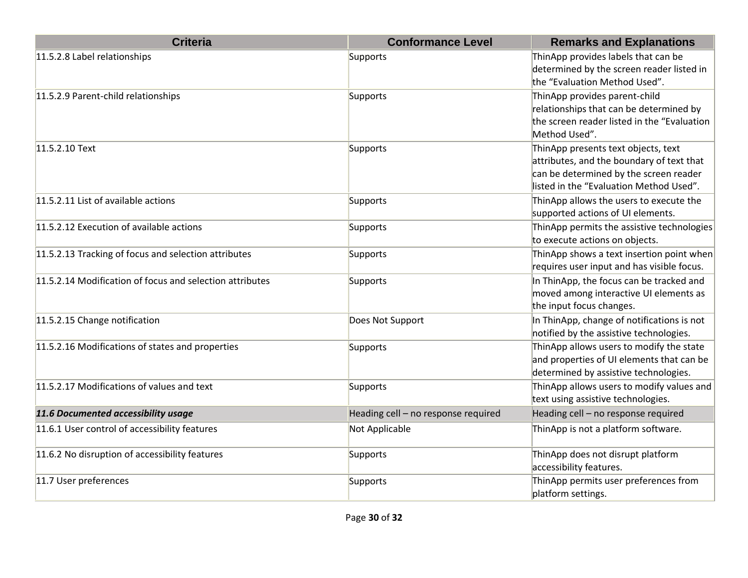| Criteria | Conformance Level | Remarks and Explanations |
| --- | --- | --- |
| 11.5.2.8 Label relationships | Supports | ThinApp provides labels that can be determined by the screen reader listed in the “Evaluation Method Used”. |
| 11.5.2.9 Parent-child relationships | Supports | ThinApp provides parent-child relationships that can be determined by the screen reader listed in the “Evaluation Method Used”. |
| 11.5.2.10 Text | Supports | ThinApp presents text objects, text attributes, and the boundary of text that can be determined by the screen reader listed in the “Evaluation Method Used”. |
| 11.5.2.11 List of available actions | Supports | ThinApp allows the users to execute the supported actions of UI elements. |
| 11.5.2.12 Execution of available actions | Supports | ThinApp permits the assistive technologies to execute actions on objects. |
| 11.5.2.13 Tracking of focus and selection attributes | Supports | ThinApp shows a text insertion point when requires user input and has visible focus. |
| 11.5.2.14 Modification of focus and selection attributes | Supports | In ThinApp, the focus can be tracked and moved among interactive UI elements as the input focus changes. |
| 11.5.2.15 Change notification | Does Not Support | In ThinApp, change of notifications is not notified by the assistive technologies. |
| 11.5.2.16 Modifications of states and properties | Supports | ThinApp allows users to modify the state and properties of UI elements that can be determined by assistive technologies. |
| 11.5.2.17 Modifications of values and text | Supports | ThinApp allows users to modify values and text using assistive technologies. |
| ***11.6 Documented accessibility usage*** | Heading cell – no response required | Heading cell – no response required |
| 11.6.1 User control of accessibility features | Not Applicable | ThinApp is not a platform software. |
| 11.6.2 No disruption of accessibility features | Supports | ThinApp does not disrupt platform accessibility features. |
| 11.7 User preferences | Supports | ThinApp permits user preferences from platform settings. |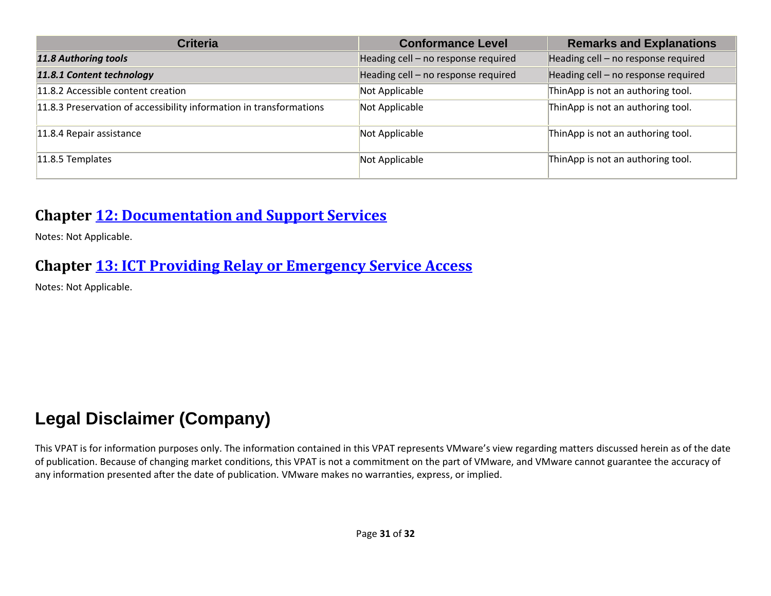| Criteria | Conformance Level | Remarks and Explanations |
|---|---|---|
| ***11.8 Authoring tools*** | Heading cell – no response required | Heading cell – no response required |
| ***11.8.1 Content technology*** | Heading cell – no response required | Heading cell – no response required |
| 11.8.2 Accessible content creation | Not Applicable | ThinApp is not an authoring tool. |
| 11.8.3 Preservation of accessibility information in transformations | Not Applicable | ThinApp is not an authoring tool. |
| 11.8.4 Repair assistance | Not Applicable | ThinApp is not an authoring tool. |
| 11.8.5 Templates | Not Applicable | ThinApp is not an authoring tool. |

## Chapter [12: Documentation and Support Services]

Notes: Not Applicable.

## Chapter [13: ICT Providing Relay or Emergency Service Access]

Notes: Not Applicable.

# Legal Disclaimer (Company)

This VPAT is for information purposes only. The information contained in this VPAT represents VMware's view regarding matters discussed herein as of the date of publication. Because of changing market conditions, this VPAT is not a commitment on the part of VMware, and VMware cannot guarantee the accuracy of any information presented after the date of publication. VMware makes no warranties, express, or implied.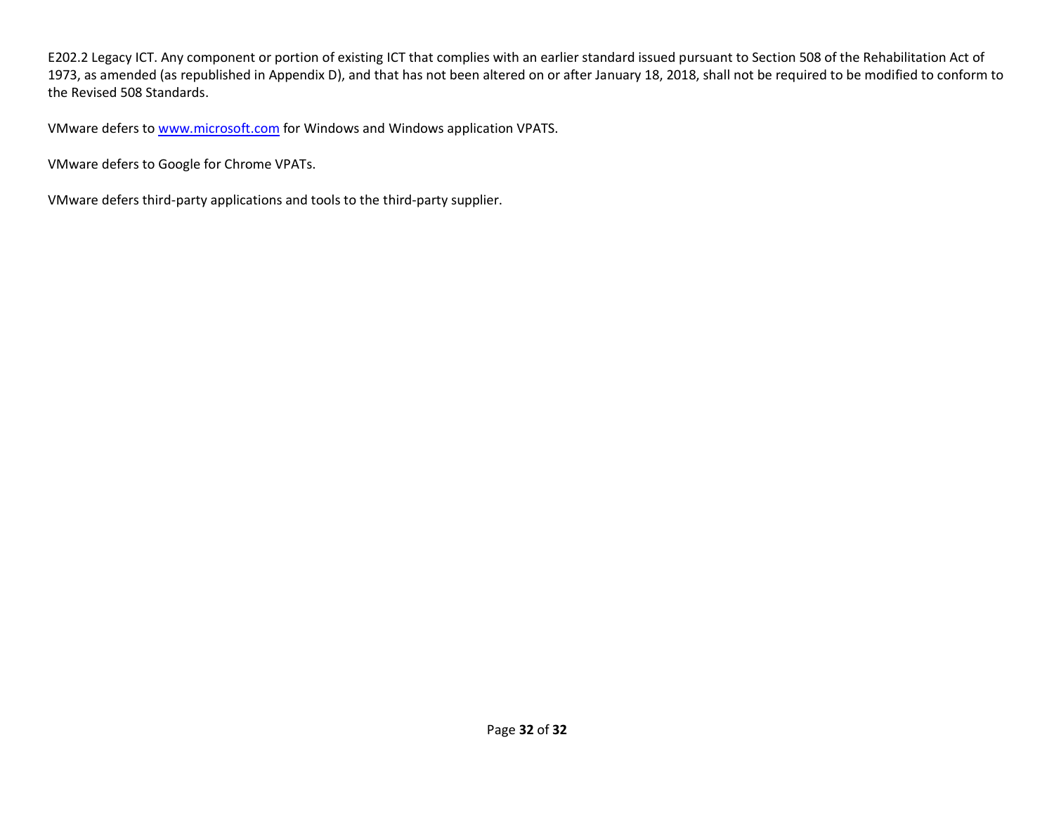E202.2 Legacy ICT. Any component or portion of existing ICT that complies with an earlier standard issued pursuant to Section 508 of the Rehabilitation Act of 1973, as amended (as republished in Appendix D), and that has not been altered on or after January 18, 2018, shall not be required to be modified to conform to the Revised 508 Standards.

VMware defers to [www.microsoft.com](http://www.microsoft.com) for Windows and Windows application VPATS.

VMware defers to Google for Chrome VPATs.

VMware defers third-party applications and tools to the third-party supplier.